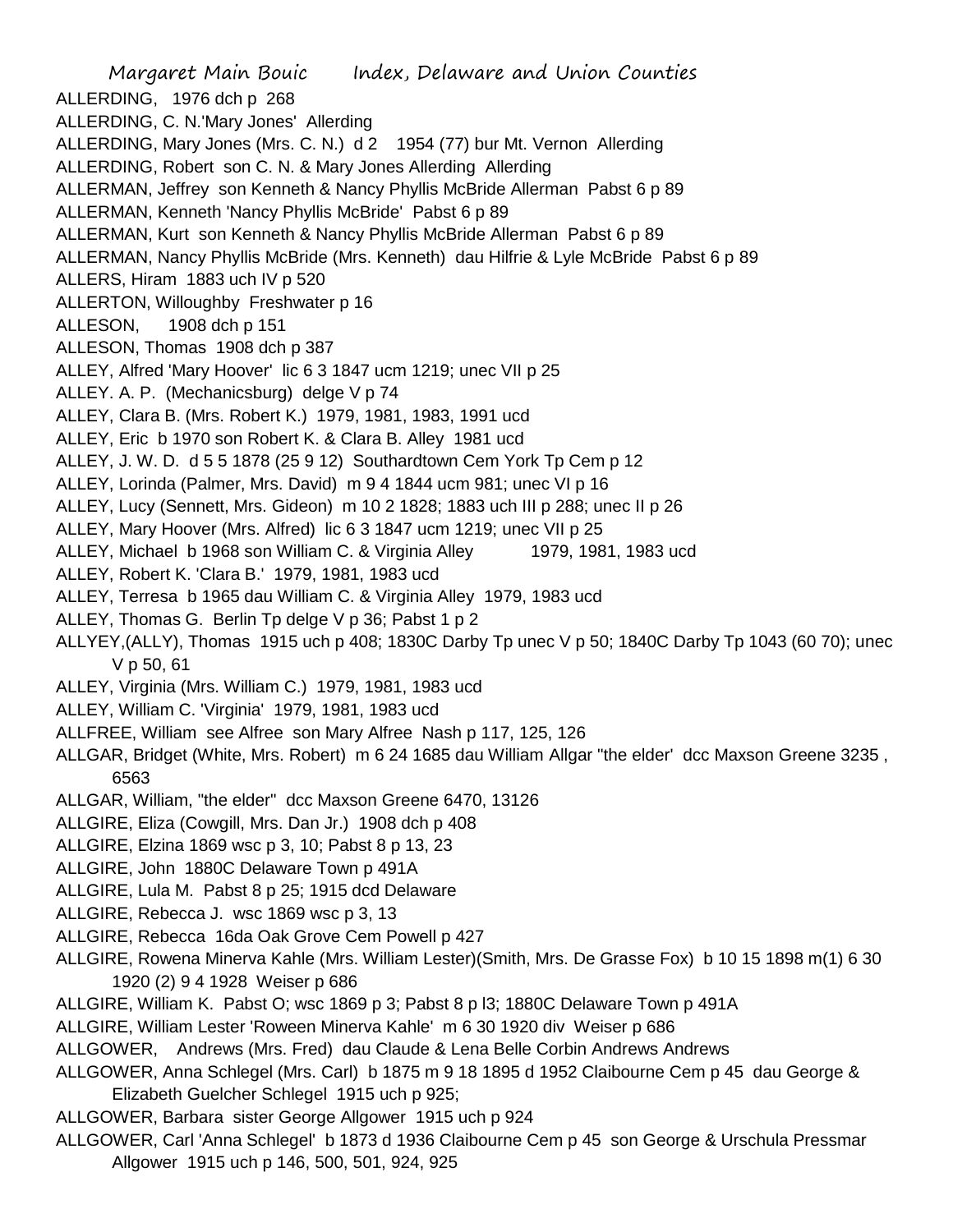Margaret Main Bouic Index, Delaware and Union Counties

ALLERDING, 1976 dch p 268
ALLERDING, C. N.'Mary Jones' Allerding
ALLERDING, Mary Jones (Mrs. C. N.) d 2 1954 (77) bur Mt. Vernon Allerding
ALLERDING, Robert son C. N. & Mary Jones Allerding Allerding
ALLERMAN, Jeffrey son Kenneth & Nancy Phyllis McBride Allerman Pabst 6 p 89
ALLERMAN, Kenneth 'Nancy Phyllis McBride' Pabst 6 p 89
ALLERMAN, Kurt son Kenneth & Nancy Phyllis McBride Allerman Pabst 6 p 89
ALLERMAN, Nancy Phyllis McBride (Mrs. Kenneth) dau Hilfrie & Lyle McBride Pabst 6 p 89
ALLERS, Hiram 1883 uch IV p 520
ALLERTON, Willoughby Freshwater p 16
ALLESON, 1908 dch p 151
ALLESON, Thomas 1908 dch p 387
ALLEY, Alfred 'Mary Hoover' lic 6 3 1847 ucm 1219; unec VII p 25
ALLEY. A. P. (Mechanicsburg) delge V p 74
ALLEY, Clara B. (Mrs. Robert K.) 1979, 1981, 1983, 1991 ucd
ALLEY, Eric b 1970 son Robert K. & Clara B. Alley 1981 ucd
ALLEY, J. W. D. d 5 5 1878 (25 9 12) Southardtown Cem York Tp Cem p 12
ALLEY, Lorinda (Palmer, Mrs. David) m 9 4 1844 ucm 981; unec VI p 16
ALLEY, Lucy (Sennett, Mrs. Gideon) m 10 2 1828; 1883 uch III p 288; unec II p 26
ALLEY, Mary Hoover (Mrs. Alfred) lic 6 3 1847 ucm 1219; unec VII p 25
ALLEY, Michael b 1968 son William C. & Virginia Alley 1979, 1981, 1983 ucd
ALLEY, Robert K. 'Clara B.' 1979, 1981, 1983 ucd
ALLEY, Terresa b 1965 dau William C. & Virginia Alley 1979, 1983 ucd
ALLEY, Thomas G. Berlin Tp delge V p 36; Pabst 1 p 2
ALLYEY,(ALLY), Thomas 1915 uch p 408; 1830C Darby Tp unec V p 50; 1840C Darby Tp 1043 (60 70); unec V p 50, 61
ALLEY, Virginia (Mrs. William C.) 1979, 1981, 1983 ucd
ALLEY, William C. 'Virginia' 1979, 1981, 1983 ucd
ALLFREE, William see Alfree son Mary Alfree Nash p 117, 125, 126
ALLGAR, Bridget (White, Mrs. Robert) m 6 24 1685 dau William Allgar "the elder' dcc Maxson Greene 3235 , 6563
ALLGAR, William, "the elder" dcc Maxson Greene 6470, 13126
ALLGIRE, Eliza (Cowgill, Mrs. Dan Jr.) 1908 dch p 408
ALLGIRE, Elzina 1869 wsc p 3, 10; Pabst 8 p 13, 23
ALLGIRE, John 1880C Delaware Town p 491A
ALLGIRE, Lula M. Pabst 8 p 25; 1915 dcd Delaware
ALLGIRE, Rebecca J. wsc 1869 wsc p 3, 13
ALLGIRE, Rebecca 16da Oak Grove Cem Powell p 427
ALLGIRE, Rowena Minerva Kahle (Mrs. William Lester)(Smith, Mrs. De Grasse Fox) b 10 15 1898 m(1) 6 30 1920 (2) 9 4 1928 Weiser p 686
ALLGIRE, William K. Pabst O; wsc 1869 p 3; Pabst 8 p l3; 1880C Delaware Town p 491A
ALLGIRE, William Lester 'Roween Minerva Kahle' m 6 30 1920 div Weiser p 686
ALLGOWER, Andrews (Mrs. Fred) dau Claude & Lena Belle Corbin Andrews Andrews
ALLGOWER, Anna Schlegel (Mrs. Carl) b 1875 m 9 18 1895 d 1952 Claibourne Cem p 45 dau George & Elizabeth Guelcher Schlegel 1915 uch p 925;
ALLGOWER, Barbara sister George Allgower 1915 uch p 924
ALLGOWER, Carl 'Anna Schlegel' b 1873 d 1936 Claibourne Cem p 45 son George & Urschula Pressmar Allgower 1915 uch p 146, 500, 501, 924, 925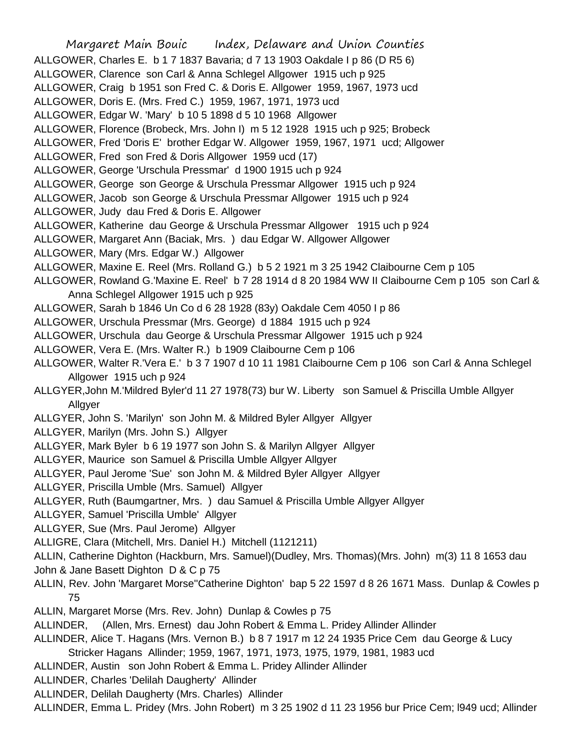ALLGOWER, Charles E. b 1 7 1837 Bavaria; d 7 13 1903 Oakdale I p 86 (D R5 6)
ALLGOWER, Clarence son Carl & Anna Schlegel Allgower 1915 uch p 925
ALLGOWER, Craig b 1951 son Fred C. & Doris E. Allgower 1959, 1967, 1973 ucd
ALLGOWER, Doris E. (Mrs. Fred C.) 1959, 1967, 1971, 1973 ucd
ALLGOWER, Edgar W. 'Mary' b 10 5 1898 d 5 10 1968 Allgower
ALLGOWER, Florence (Brobeck, Mrs. John I) m 5 12 1928 1915 uch p 925; Brobeck
ALLGOWER, Fred 'Doris E' brother Edgar W. Allgower 1959, 1967, 1971 ucd; Allgower
ALLGOWER, Fred son Fred & Doris Allgower 1959 ucd (17)
ALLGOWER, George 'Urschula Pressmar' d 1900 1915 uch p 924
ALLGOWER, George son George & Urschula Pressmar Allgower 1915 uch p 924
ALLGOWER, Jacob son George & Urschula Pressmar Allgower 1915 uch p 924
ALLGOWER, Judy dau Fred & Doris E. Allgower
ALLGOWER, Katherine dau George & Urschula Pressmar Allgower 1915 uch p 924
ALLGOWER, Margaret Ann (Baciak, Mrs. ) dau Edgar W. Allgower Allgower
ALLGOWER, Mary (Mrs. Edgar W.) Allgower
ALLGOWER, Maxine E. Reel (Mrs. Rolland G.) b 5 2 1921 m 3 25 1942 Claibourne Cem p 105
ALLGOWER, Rowland G.'Maxine E. Reel' b 7 28 1914 d 8 20 1984 WW II Claibourne Cem p 105 son Carl & Anna Schlegel Allgower 1915 uch p 925
ALLGOWER, Sarah b 1846 Un Co d 6 28 1928 (83y) Oakdale Cem 4050 I p 86
ALLGOWER, Urschula Pressmar (Mrs. George) d 1884 1915 uch p 924
ALLGOWER, Urschula dau George & Urschula Pressmar Allgower 1915 uch p 924
ALLGOWER, Vera E. (Mrs. Walter R.) b 1909 Claibourne Cem p 106
ALLGOWER, Walter R.'Vera E.' b 3 7 1907 d 10 11 1981 Claibourne Cem p 106 son Carl & Anna Schlegel Allgower 1915 uch p 924
ALLGYER,John M.'Mildred Byler'd 11 27 1978(73) bur W. Liberty son Samuel & Priscilla Umble Allgyer Allgyer
ALLGYER, John S. 'Marilyn' son John M. & Mildred Byler Allgyer Allgyer
ALLGYER, Marilyn (Mrs. John S.) Allgyer
ALLGYER, Mark Byler b 6 19 1977 son John S. & Marilyn Allgyer Allgyer
ALLGYER, Maurice son Samuel & Priscilla Umble Allgyer Allgyer
ALLGYER, Paul Jerome 'Sue' son John M. & Mildred Byler Allgyer Allgyer
ALLGYER, Priscilla Umble (Mrs. Samuel) Allgyer
ALLGYER, Ruth (Baumgartner, Mrs. ) dau Samuel & Priscilla Umble Allgyer Allgyer
ALLGYER, Samuel 'Priscilla Umble' Allgyer
ALLGYER, Sue (Mrs. Paul Jerome) Allgyer
ALLIGRE, Clara (Mitchell, Mrs. Daniel H.) Mitchell (1121211)
ALLIN, Catherine Dighton (Hackburn, Mrs. Samuel)(Dudley, Mrs. Thomas)(Mrs. John) m(3) 11 8 1653 dau John & Jane Basett Dighton D & C p 75
ALLIN, Rev. John 'Margaret Morse''Catherine Dighton' bap 5 22 1597 d 8 26 1671 Mass. Dunlap & Cowles p 75
ALLIN, Margaret Morse (Mrs. Rev. John) Dunlap & Cowles p 75
ALLINDER, (Allen, Mrs. Ernest) dau John Robert & Emma L. Pridey Allinder Allinder
ALLINDER, Alice T. Hagans (Mrs. Vernon B.) b 8 7 1917 m 12 24 1935 Price Cem dau George & Lucy Stricker Hagans Allinder; 1959, 1967, 1971, 1973, 1975, 1979, 1981, 1983 ucd
ALLINDER, Austin son John Robert & Emma L. Pridey Allinder Allinder
ALLINDER, Charles 'Delilah Daugherty' Allinder
ALLINDER, Delilah Daugherty (Mrs. Charles) Allinder
ALLINDER, Emma L. Pridey (Mrs. John Robert) m 3 25 1902 d 11 23 1956 bur Price Cem; l949 ucd; Allinder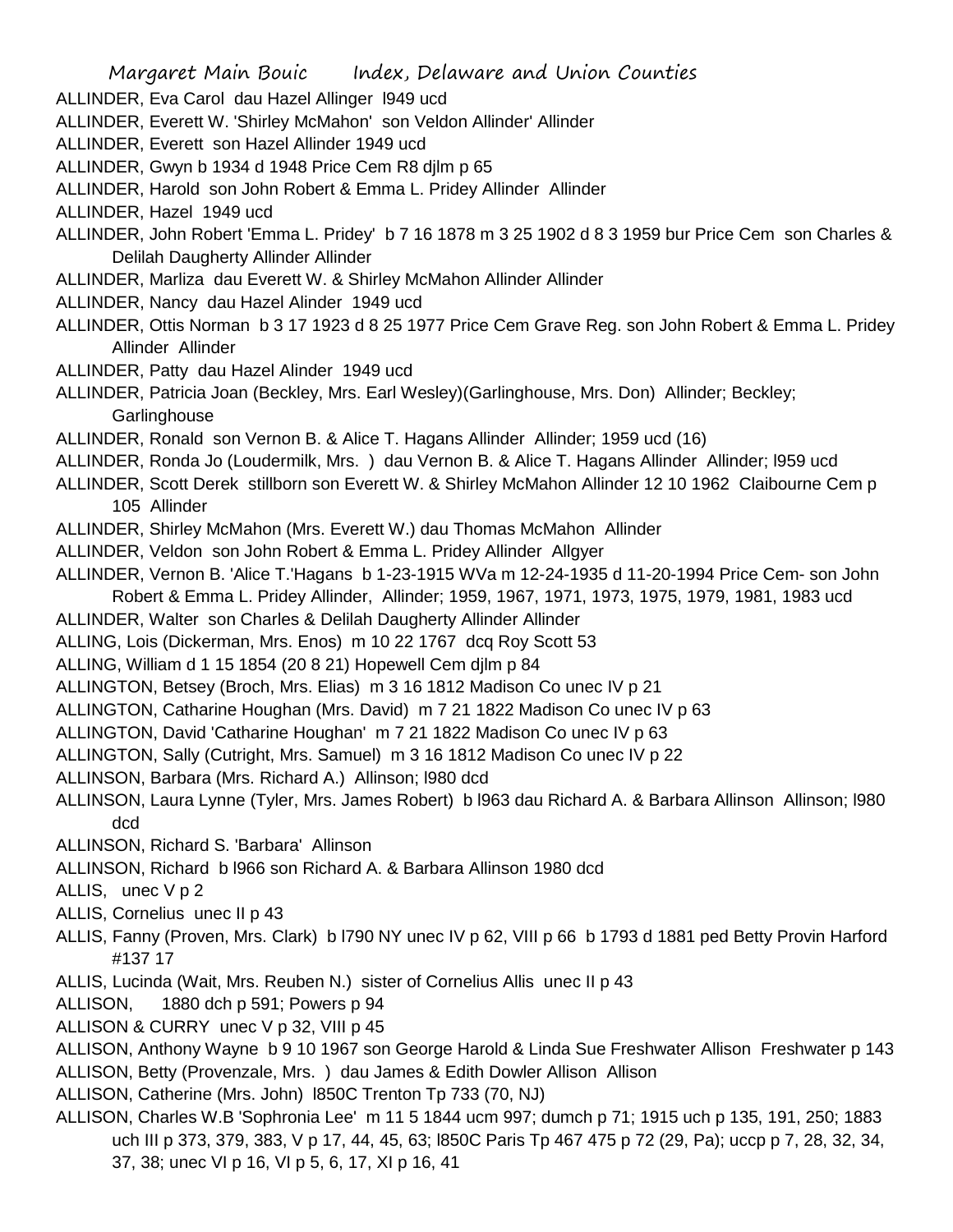ALLINDER, Eva Carol dau Hazel Allinger l949 ucd

ALLINDER, Everett W. 'Shirley McMahon' son Veldon Allinder' Allinder

ALLINDER, Everett son Hazel Allinder 1949 ucd

ALLINDER, Gwyn b 1934 d 1948 Price Cem R8 djlm p 65

ALLINDER, Harold son John Robert & Emma L. Pridey Allinder Allinder

ALLINDER, Hazel 1949 ucd

ALLINDER, John Robert 'Emma L. Pridey' b 7 16 1878 m 3 25 1902 d 8 3 1959 bur Price Cem son Charles & Delilah Daugherty Allinder Allinder

ALLINDER, Marliza dau Everett W. & Shirley McMahon Allinder Allinder

ALLINDER, Nancy dau Hazel Alinder 1949 ucd

ALLINDER, Ottis Norman b 3 17 1923 d 8 25 1977 Price Cem Grave Reg. son John Robert & Emma L. Pridey Allinder Allinder

ALLINDER, Patty dau Hazel Alinder 1949 ucd

ALLINDER, Patricia Joan (Beckley, Mrs. Earl Wesley)(Garlinghouse, Mrs. Don) Allinder; Beckley; Garlinghouse

ALLINDER, Ronald son Vernon B. & Alice T. Hagans Allinder Allinder; 1959 ucd (16)

ALLINDER, Ronda Jo (Loudermilk, Mrs. ) dau Vernon B. & Alice T. Hagans Allinder Allinder; l959 ucd

ALLINDER, Scott Derek stillborn son Everett W. & Shirley McMahon Allinder 12 10 1962 Claibourne Cem p 105 Allinder

ALLINDER, Shirley McMahon (Mrs. Everett W.) dau Thomas McMahon Allinder

ALLINDER, Veldon son John Robert & Emma L. Pridey Allinder Allgyer

ALLINDER, Vernon B. 'Alice T.'Hagans b 1-23-1915 WVa m 12-24-1935 d 11-20-1994 Price Cem- son John Robert & Emma L. Pridey Allinder, Allinder; 1959, 1967, 1971, 1973, 1975, 1979, 1981, 1983 ucd

ALLINDER, Walter son Charles & Delilah Daugherty Allinder Allinder

ALLING, Lois (Dickerman, Mrs. Enos) m 10 22 1767 dcq Roy Scott 53

ALLING, William d 1 15 1854 (20 8 21) Hopewell Cem djlm p 84

ALLINGTON, Betsey (Broch, Mrs. Elias) m 3 16 1812 Madison Co unec IV p 21

ALLINGTON, Catharine Houghan (Mrs. David) m 7 21 1822 Madison Co unec IV p 63

ALLINGTON, David 'Catharine Houghan' m 7 21 1822 Madison Co unec IV p 63

ALLINGTON, Sally (Cutright, Mrs. Samuel) m 3 16 1812 Madison Co unec IV p 22

ALLINSON, Barbara (Mrs. Richard A.) Allinson; l980 dcd

ALLINSON, Laura Lynne (Tyler, Mrs. James Robert) b l963 dau Richard A. & Barbara Allinson Allinson; l980 dcd

ALLINSON, Richard S. 'Barbara' Allinson

ALLINSON, Richard b l966 son Richard A. & Barbara Allinson 1980 dcd

ALLIS, unec V p 2

ALLIS, Cornelius unec II p 43

ALLIS, Fanny (Proven, Mrs. Clark) b l790 NY unec IV p 62, VIII p 66 b 1793 d 1881 ped Betty Provin Harford #137 17

ALLIS, Lucinda (Wait, Mrs. Reuben N.) sister of Cornelius Allis unec II p 43

ALLISON, 1880 dch p 591; Powers p 94

ALLISON & CURRY unec V p 32, VIII p 45

ALLISON, Anthony Wayne b 9 10 1967 son George Harold & Linda Sue Freshwater Allison Freshwater p 143

ALLISON, Betty (Provenzale, Mrs. ) dau James & Edith Dowler Allison Allison

ALLISON, Catherine (Mrs. John) l850C Trenton Tp 733 (70, NJ)

ALLISON, Charles W.B 'Sophronia Lee' m 11 5 1844 ucm 997; dumch p 71; 1915 uch p 135, 191, 250; 1883 uch III p 373, 379, 383, V p 17, 44, 45, 63; l850C Paris Tp 467 475 p 72 (29, Pa); uccp p 7, 28, 32, 34, 37, 38; unec VI p 16, VI p 5, 6, 17, XI p 16, 41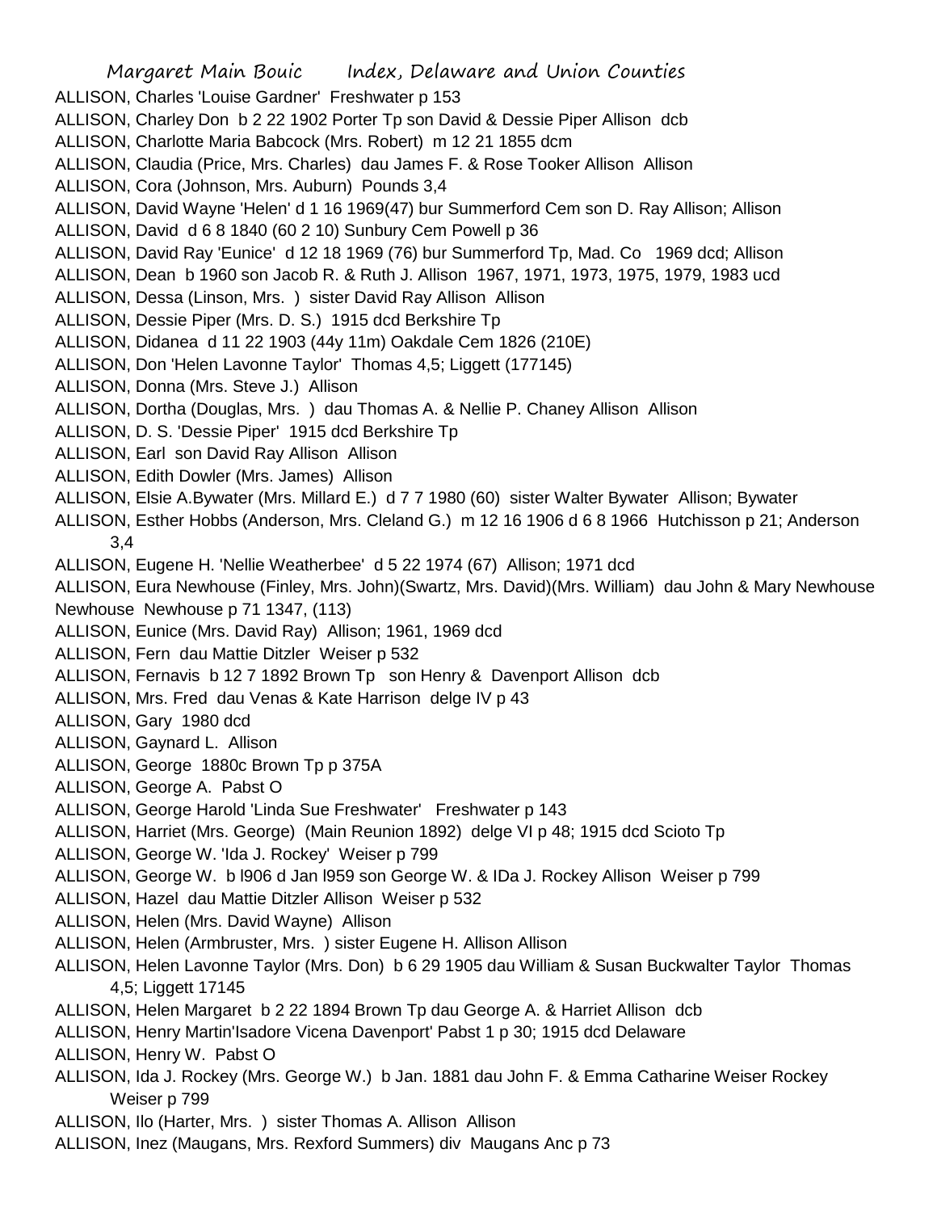ALLISON, Charles 'Louise Gardner' Freshwater p 153
ALLISON, Charley Don b 2 22 1902 Porter Tp son David & Dessie Piper Allison dcb
ALLISON, Charlotte Maria Babcock (Mrs. Robert) m 12 21 1855 dcm
ALLISON, Claudia (Price, Mrs. Charles) dau James F. & Rose Tooker Allison Allison
ALLISON, Cora (Johnson, Mrs. Auburn) Pounds 3,4
ALLISON, David Wayne 'Helen' d 1 16 1969(47) bur Summerford Cem son D. Ray Allison; Allison
ALLISON, David d 6 8 1840 (60 2 10) Sunbury Cem Powell p 36
ALLISON, David Ray 'Eunice' d 12 18 1969 (76) bur Summerford Tp, Mad. Co 1969 dcd; Allison
ALLISON, Dean b 1960 son Jacob R. & Ruth J. Allison 1967, 1971, 1973, 1975, 1979, 1983 ucd
ALLISON, Dessa (Linson, Mrs. ) sister David Ray Allison Allison
ALLISON, Dessie Piper (Mrs. D. S.) 1915 dcd Berkshire Tp
ALLISON, Didanea d 11 22 1903 (44y 11m) Oakdale Cem 1826 (210E)
ALLISON, Don 'Helen Lavonne Taylor' Thomas 4,5; Liggett (177145)
ALLISON, Donna (Mrs. Steve J.) Allison
ALLISON, Dortha (Douglas, Mrs. ) dau Thomas A. & Nellie P. Chaney Allison Allison
ALLISON, D. S. 'Dessie Piper' 1915 dcd Berkshire Tp
ALLISON, Earl son David Ray Allison Allison
ALLISON, Edith Dowler (Mrs. James) Allison
ALLISON, Elsie A.Bywater (Mrs. Millard E.) d 7 7 1980 (60) sister Walter Bywater Allison; Bywater
ALLISON, Esther Hobbs (Anderson, Mrs. Cleland G.) m 12 16 1906 d 6 8 1966 Hutchisson p 21; Anderson 3,4
ALLISON, Eugene H. 'Nellie Weatherbee' d 5 22 1974 (67) Allison; 1971 dcd
ALLISON, Eura Newhouse (Finley, Mrs. John)(Swartz, Mrs. David)(Mrs. William) dau John & Mary Newhouse Newhouse Newhouse p 71 1347, (113)
ALLISON, Eunice (Mrs. David Ray) Allison; 1961, 1969 dcd
ALLISON, Fern dau Mattie Ditzler Weiser p 532
ALLISON, Fernavis b 12 7 1892 Brown Tp son Henry & Davenport Allison dcb
ALLISON, Mrs. Fred dau Venas & Kate Harrison delge IV p 43
ALLISON, Gary 1980 dcd
ALLISON, Gaynard L. Allison
ALLISON, George 1880c Brown Tp p 375A
ALLISON, George A. Pabst O
ALLISON, George Harold 'Linda Sue Freshwater' Freshwater p 143
ALLISON, Harriet (Mrs. George) (Main Reunion 1892) delge VI p 48; 1915 dcd Scioto Tp
ALLISON, George W. 'Ida J. Rockey' Weiser p 799
ALLISON, George W. b l906 d Jan l959 son George W. & IDa J. Rockey Allison Weiser p 799
ALLISON, Hazel dau Mattie Ditzler Allison Weiser p 532
ALLISON, Helen (Mrs. David Wayne) Allison
ALLISON, Helen (Armbruster, Mrs. ) sister Eugene H. Allison Allison
ALLISON, Helen Lavonne Taylor (Mrs. Don) b 6 29 1905 dau William & Susan Buckwalter Taylor Thomas 4,5; Liggett 17145
ALLISON, Helen Margaret b 2 22 1894 Brown Tp dau George A. & Harriet Allison dcb
ALLISON, Henry Martin'Isadore Vicena Davenport' Pabst 1 p 30; 1915 dcd Delaware
ALLISON, Henry W. Pabst O
ALLISON, Ida J. Rockey (Mrs. George W.) b Jan. 1881 dau John F. & Emma Catharine Weiser Rockey Weiser p 799
ALLISON, Ilo (Harter, Mrs. ) sister Thomas A. Allison Allison
ALLISON, Inez (Maugans, Mrs. Rexford Summers) div Maugans Anc p 73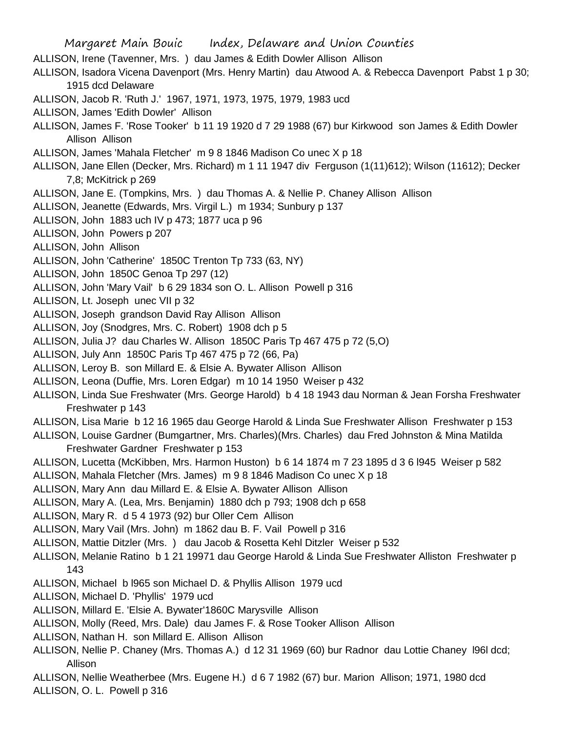ALLISON, Irene (Tavenner, Mrs. ) dau James & Edith Dowler Allison Allison

ALLISON, Isadora Vicena Davenport (Mrs. Henry Martin) dau Atwood A. & Rebecca Davenport Pabst 1 p 30; 1915 dcd Delaware

ALLISON, Jacob R. 'Ruth J.' 1967, 1971, 1973, 1975, 1979, 1983 ucd

ALLISON, James 'Edith Dowler' Allison

ALLISON, James F. 'Rose Tooker' b 11 19 1920 d 7 29 1988 (67) bur Kirkwood son James & Edith Dowler Allison Allison

ALLISON, James 'Mahala Fletcher' m 9 8 1846 Madison Co unec X p 18

ALLISON, Jane Ellen (Decker, Mrs. Richard) m 1 11 1947 div Ferguson (1(11)612); Wilson (11612); Decker 7,8; McKitrick p 269

ALLISON, Jane E. (Tompkins, Mrs. ) dau Thomas A. & Nellie P. Chaney Allison Allison

ALLISON, Jeanette (Edwards, Mrs. Virgil L.) m 1934; Sunbury p 137

ALLISON, John 1883 uch IV p 473; 1877 uca p 96

ALLISON, John Powers p 207

ALLISON, John Allison

ALLISON, John 'Catherine' 1850C Trenton Tp 733 (63, NY)

ALLISON, John 1850C Genoa Tp 297 (12)

ALLISON, John 'Mary Vail' b 6 29 1834 son O. L. Allison Powell p 316

ALLISON, Lt. Joseph unec VII p 32

ALLISON, Joseph grandson David Ray Allison Allison

ALLISON, Joy (Snodgres, Mrs. C. Robert) 1908 dch p 5

ALLISON, Julia J? dau Charles W. Allison 1850C Paris Tp 467 475 p 72 (5,O)

ALLISON, July Ann 1850C Paris Tp 467 475 p 72 (66, Pa)

ALLISON, Leroy B. son Millard E. & Elsie A. Bywater Allison Allison

ALLISON, Leona (Duffie, Mrs. Loren Edgar) m 10 14 1950 Weiser p 432

ALLISON, Linda Sue Freshwater (Mrs. George Harold) b 4 18 1943 dau Norman & Jean Forsha Freshwater Freshwater p 143

ALLISON, Lisa Marie b 12 16 1965 dau George Harold & Linda Sue Freshwater Allison Freshwater p 153

ALLISON, Louise Gardner (Bumgartner, Mrs. Charles)(Mrs. Charles) dau Fred Johnston & Mina Matilda Freshwater Gardner Freshwater p 153

ALLISON, Lucetta (McKibben, Mrs. Harmon Huston) b 6 14 1874 m 7 23 1895 d 3 6 l945 Weiser p 582

ALLISON, Mahala Fletcher (Mrs. James) m 9 8 1846 Madison Co unec X p 18

ALLISON, Mary Ann dau Millard E. & Elsie A. Bywater Allison Allison

ALLISON, Mary A. (Lea, Mrs. Benjamin) 1880 dch p 793; 1908 dch p 658

ALLISON, Mary R. d 5 4 1973 (92) bur Oller Cem Allison

ALLISON, Mary Vail (Mrs. John) m 1862 dau B. F. Vail Powell p 316

ALLISON, Mattie Ditzler (Mrs. ) dau Jacob & Rosetta Kehl Ditzler Weiser p 532

ALLISON, Melanie Ratino b 1 21 19971 dau George Harold & Linda Sue Freshwater Alliston Freshwater p 143

ALLISON, Michael b l965 son Michael D. & Phyllis Allison 1979 ucd

ALLISON, Michael D. 'Phyllis' 1979 ucd

ALLISON, Millard E. 'Elsie A. Bywater'1860C Marysville Allison

ALLISON, Molly (Reed, Mrs. Dale) dau James F. & Rose Tooker Allison Allison

ALLISON, Nathan H. son Millard E. Allison Allison

ALLISON, Nellie P. Chaney (Mrs. Thomas A.) d 12 31 1969 (60) bur Radnor dau Lottie Chaney l96l dcd; Allison

ALLISON, Nellie Weatherbee (Mrs. Eugene H.) d 6 7 1982 (67) bur. Marion Allison; 1971, 1980 dcd

ALLISON, O. L. Powell p 316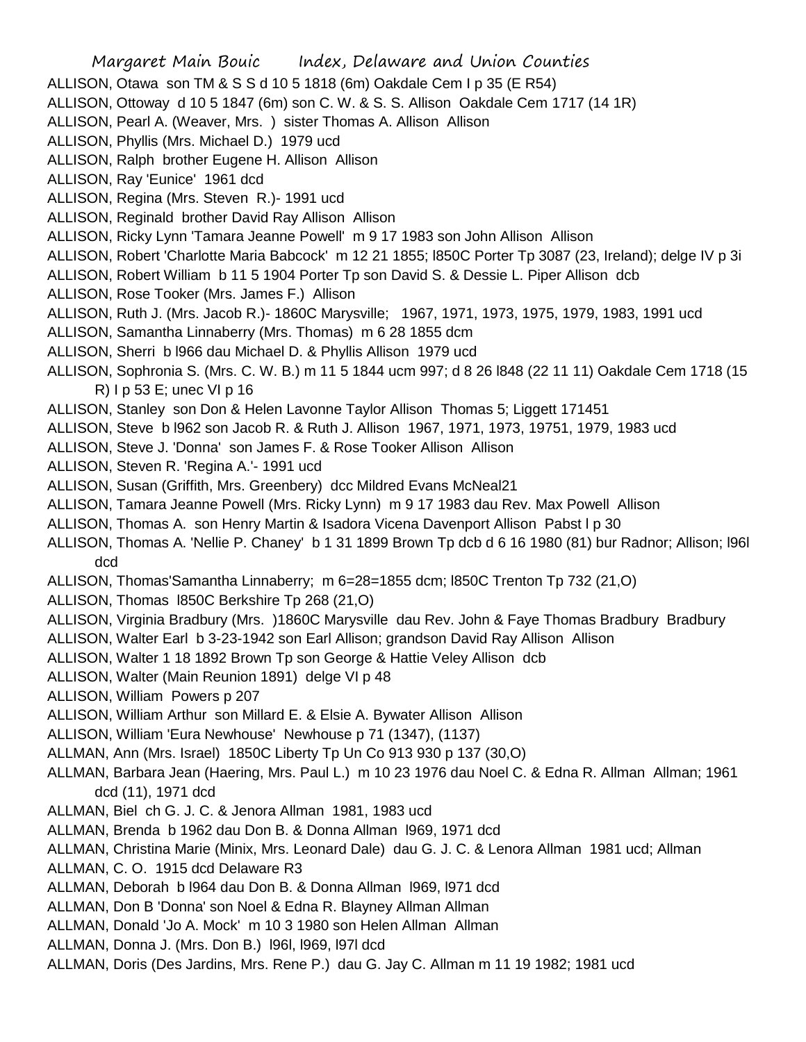ALLISON, Otawa son TM & S S d 10 5 1818 (6m) Oakdale Cem I p 35 (E R54)
ALLISON, Ottoway d 10 5 1847 (6m) son C. W. & S. S. Allison Oakdale Cem 1717 (14 1R)
ALLISON, Pearl A. (Weaver, Mrs. ) sister Thomas A. Allison Allison
ALLISON, Phyllis (Mrs. Michael D.) 1979 ucd
ALLISON, Ralph brother Eugene H. Allison Allison
ALLISON, Ray 'Eunice' 1961 dcd
ALLISON, Regina (Mrs. Steven R.)- 1991 ucd
ALLISON, Reginald brother David Ray Allison Allison
ALLISON, Ricky Lynn 'Tamara Jeanne Powell' m 9 17 1983 son John Allison Allison
ALLISON, Robert 'Charlotte Maria Babcock' m 12 21 1855; l850C Porter Tp 3087 (23, Ireland); delge IV p 3i
ALLISON, Robert William b 11 5 1904 Porter Tp son David S. & Dessie L. Piper Allison dcb
ALLISON, Rose Tooker (Mrs. James F.) Allison
ALLISON, Ruth J. (Mrs. Jacob R.)- 1860C Marysville; 1967, 1971, 1973, 1975, 1979, 1983, 1991 ucd
ALLISON, Samantha Linnaberry (Mrs. Thomas) m 6 28 1855 dcm
ALLISON, Sherri b l966 dau Michael D. & Phyllis Allison 1979 ucd
ALLISON, Sophronia S. (Mrs. C. W. B.) m 11 5 1844 ucm 997; d 8 26 l848 (22 11 11) Oakdale Cem 1718 (15 R) I p 53 E; unec VI p 16
ALLISON, Stanley son Don & Helen Lavonne Taylor Allison Thomas 5; Liggett 171451
ALLISON, Steve b l962 son Jacob R. & Ruth J. Allison 1967, 1971, 1973, 19751, 1979, 1983 ucd
ALLISON, Steve J. 'Donna' son James F. & Rose Tooker Allison Allison
ALLISON, Steven R. 'Regina A.'- 1991 ucd
ALLISON, Susan (Griffith, Mrs. Greenbery) dcc Mildred Evans McNeal21
ALLISON, Tamara Jeanne Powell (Mrs. Ricky Lynn) m 9 17 1983 dau Rev. Max Powell Allison
ALLISON, Thomas A. son Henry Martin & Isadora Vicena Davenport Allison Pabst I p 30
ALLISON, Thomas A. 'Nellie P. Chaney' b 1 31 1899 Brown Tp dcb d 6 16 1980 (81) bur Radnor; Allison; l96l dcd
ALLISON, Thomas'Samantha Linnaberry; m 6=28=1855 dcm; l850C Trenton Tp 732 (21,O)
ALLISON, Thomas l850C Berkshire Tp 268 (21,O)
ALLISON, Virginia Bradbury (Mrs. )1860C Marysville dau Rev. John & Faye Thomas Bradbury Bradbury
ALLISON, Walter Earl b 3-23-1942 son Earl Allison; grandson David Ray Allison Allison
ALLISON, Walter 1 18 1892 Brown Tp son George & Hattie Veley Allison dcb
ALLISON, Walter (Main Reunion 1891) delge VI p 48
ALLISON, William Powers p 207
ALLISON, William Arthur son Millard E. & Elsie A. Bywater Allison Allison
ALLISON, William 'Eura Newhouse' Newhouse p 71 (1347), (1137)
ALLMAN, Ann (Mrs. Israel) 1850C Liberty Tp Un Co 913 930 p 137 (30,O)
ALLMAN, Barbara Jean (Haering, Mrs. Paul L.) m 10 23 1976 dau Noel C. & Edna R. Allman Allman; 1961 dcd (11), 1971 dcd
ALLMAN, Biel ch G. J. C. & Jenora Allman 1981, 1983 ucd
ALLMAN, Brenda b 1962 dau Don B. & Donna Allman l969, 1971 dcd
ALLMAN, Christina Marie (Minix, Mrs. Leonard Dale) dau G. J. C. & Lenora Allman 1981 ucd; Allman
ALLMAN, C. O. 1915 dcd Delaware R3
ALLMAN, Deborah b l964 dau Don B. & Donna Allman l969, l971 dcd
ALLMAN, Don B 'Donna' son Noel & Edna R. Blayney Allman Allman
ALLMAN, Donald 'Jo A. Mock' m 10 3 1980 son Helen Allman Allman
ALLMAN, Donna J. (Mrs. Don B.) l96l, l969, l97l dcd
ALLMAN, Doris (Des Jardins, Mrs. Rene P.) dau G. Jay C. Allman m 11 19 1982; 1981 ucd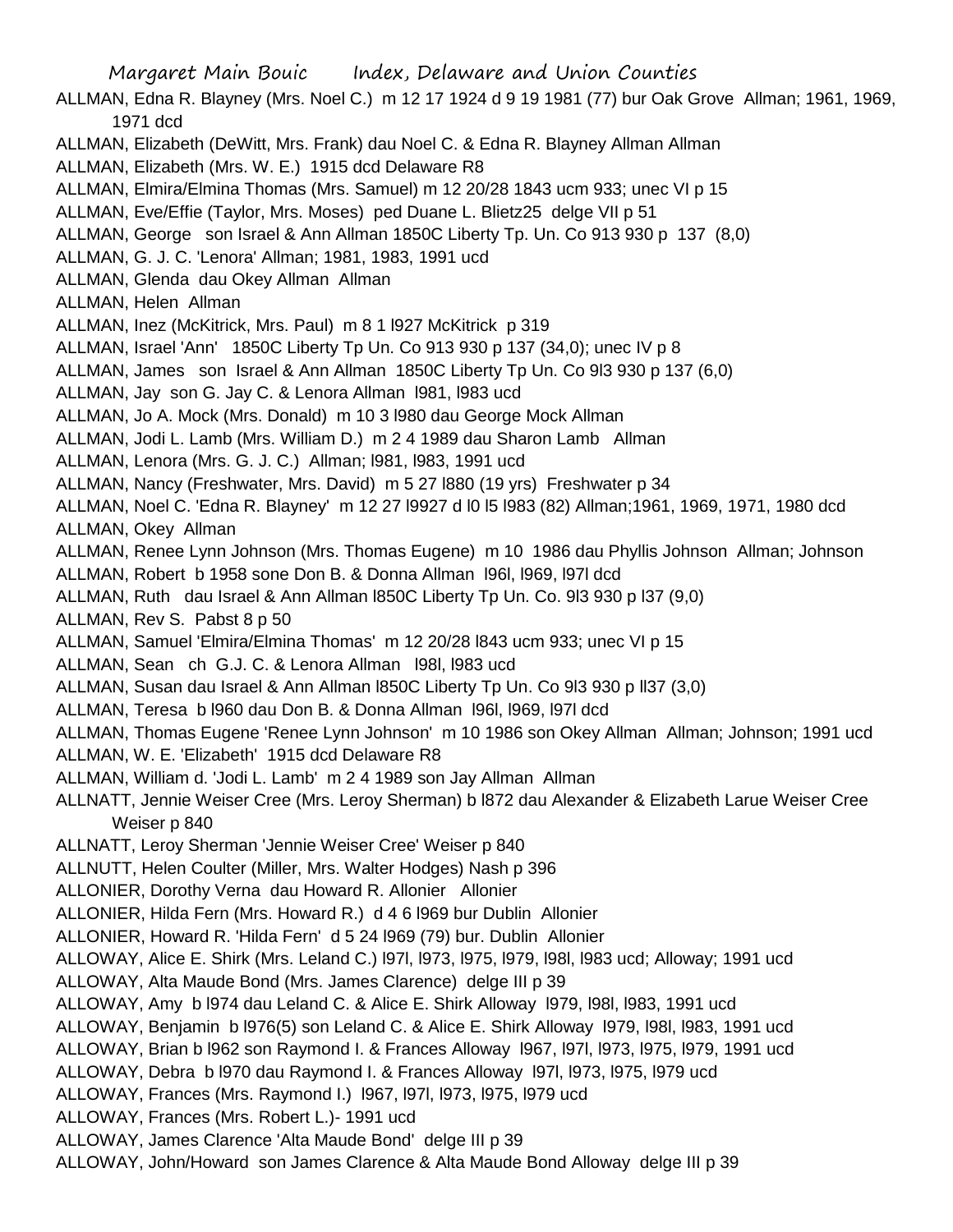ALLMAN, Edna R. Blayney (Mrs. Noel C.) m 12 17 1924 d 9 19 1981 (77) bur Oak Grove Allman; 1961, 1969, 1971 dcd

ALLMAN, Elizabeth (DeWitt, Mrs. Frank) dau Noel C. & Edna R. Blayney Allman Allman

ALLMAN, Elizabeth (Mrs. W. E.) 1915 dcd Delaware R8

ALLMAN, Elmira/Elmina Thomas (Mrs. Samuel) m 12 20/28 1843 ucm 933; unec VI p 15

ALLMAN, Eve/Effie (Taylor, Mrs. Moses) ped Duane L. Blietz25 delge VII p 51

ALLMAN, George son Israel & Ann Allman 1850C Liberty Tp. Un. Co 913 930 p 137 (8,0)

ALLMAN, G. J. C. 'Lenora' Allman; 1981, 1983, 1991 ucd

ALLMAN, Glenda dau Okey Allman Allman

ALLMAN, Helen Allman

ALLMAN, Inez (McKitrick, Mrs. Paul) m 8 1 l927 McKitrick p 319

ALLMAN, Israel 'Ann' 1850C Liberty Tp Un. Co 913 930 p 137 (34,0); unec IV p 8

ALLMAN, James son Israel & Ann Allman 1850C Liberty Tp Un. Co 9l3 930 p 137 (6,0)

ALLMAN, Jay son G. Jay C. & Lenora Allman l981, l983 ucd

ALLMAN, Jo A. Mock (Mrs. Donald) m 10 3 l980 dau George Mock Allman

ALLMAN, Jodi L. Lamb (Mrs. William D.) m 2 4 1989 dau Sharon Lamb Allman

ALLMAN, Lenora (Mrs. G. J. C.) Allman; l981, l983, 1991 ucd

ALLMAN, Nancy (Freshwater, Mrs. David) m 5 27 l880 (19 yrs) Freshwater p 34

ALLMAN, Noel C. 'Edna R. Blayney' m 12 27 l9927 d l0 l5 l983 (82) Allman;1961, 1969, 1971, 1980 dcd

ALLMAN, Okey Allman

ALLMAN, Renee Lynn Johnson (Mrs. Thomas Eugene) m 10 1986 dau Phyllis Johnson Allman; Johnson

ALLMAN, Robert b 1958 sone Don B. & Donna Allman l96l, l969, l97l dcd

ALLMAN, Ruth dau Israel & Ann Allman l850C Liberty Tp Un. Co. 9l3 930 p l37 (9,0)

ALLMAN, Rev S. Pabst 8 p 50

ALLMAN, Samuel 'Elmira/Elmina Thomas' m 12 20/28 l843 ucm 933; unec VI p 15

ALLMAN, Sean ch G.J. C. & Lenora Allman l98l, l983 ucd

ALLMAN, Susan dau Israel & Ann Allman l850C Liberty Tp Un. Co 9l3 930 p ll37 (3,0)

ALLMAN, Teresa b l960 dau Don B. & Donna Allman l96l, l969, l97l dcd

ALLMAN, Thomas Eugene 'Renee Lynn Johnson' m 10 1986 son Okey Allman Allman; Johnson; 1991 ucd

ALLMAN, W. E. 'Elizabeth' 1915 dcd Delaware R8

ALLMAN, William d. 'Jodi L. Lamb' m 2 4 1989 son Jay Allman Allman

ALLNATT, Jennie Weiser Cree (Mrs. Leroy Sherman) b l872 dau Alexander & Elizabeth Larue Weiser Cree Weiser p 840

ALLNATT, Leroy Sherman 'Jennie Weiser Cree' Weiser p 840

ALLNUTT, Helen Coulter (Miller, Mrs. Walter Hodges) Nash p 396

ALLONIER, Dorothy Verna dau Howard R. Allonier Allonier

ALLONIER, Hilda Fern (Mrs. Howard R.) d 4 6 l969 bur Dublin Allonier

ALLONIER, Howard R. 'Hilda Fern' d 5 24 l969 (79) bur. Dublin Allonier

ALLOWAY, Alice E. Shirk (Mrs. Leland C.) l97l, l973, l975, l979, l98l, l983 ucd; Alloway; 1991 ucd

ALLOWAY, Alta Maude Bond (Mrs. James Clarence) delge III p 39

ALLOWAY, Amy b l974 dau Leland C. & Alice E. Shirk Alloway l979, l98l, l983, 1991 ucd

ALLOWAY, Benjamin b l976(5) son Leland C. & Alice E. Shirk Alloway l979, l98l, l983, 1991 ucd

ALLOWAY, Brian b l962 son Raymond I. & Frances Alloway l967, l97l, l973, l975, l979, 1991 ucd

ALLOWAY, Debra b l970 dau Raymond I. & Frances Alloway l97l, l973, l975, l979 ucd

ALLOWAY, Frances (Mrs. Raymond I.) l967, l97l, l973, l975, l979 ucd

ALLOWAY, Frances (Mrs. Robert L.)- 1991 ucd

ALLOWAY, James Clarence 'Alta Maude Bond' delge III p 39

ALLOWAY, John/Howard son James Clarence & Alta Maude Bond Alloway delge III p 39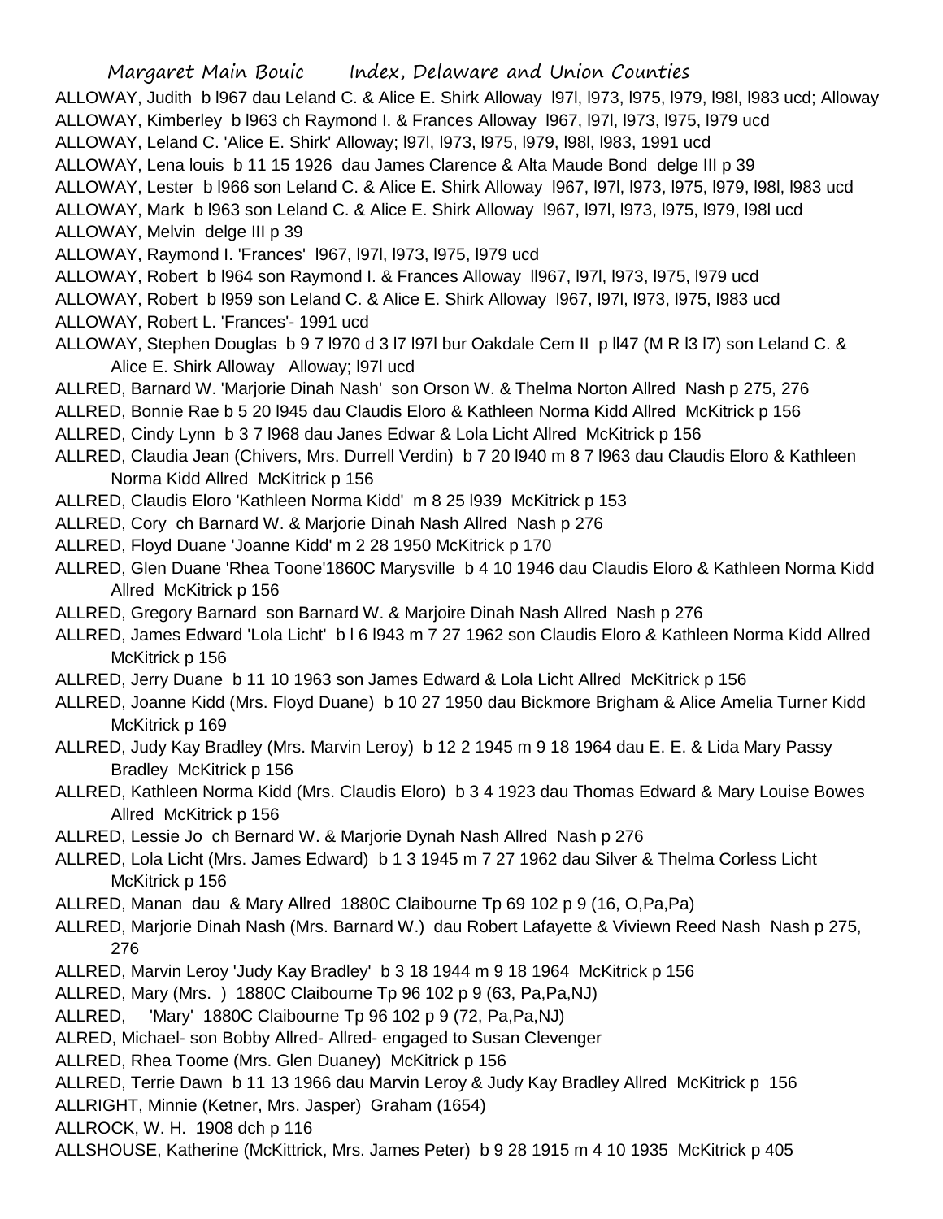ALLOWAY, Judith b l967 dau Leland C. & Alice E. Shirk Alloway l97l, l973, l975, l979, l98l, l983 ucd; Alloway
ALLOWAY, Kimberley b l963 ch Raymond I. & Frances Alloway l967, l97l, l973, l975, l979 ucd
ALLOWAY, Leland C. 'Alice E. Shirk' Alloway; l97l, l973, l975, l979, l98l, l983, 1991 ucd
ALLOWAY, Lena louis b 11 15 1926 dau James Clarence & Alta Maude Bond delge III p 39
ALLOWAY, Lester b l966 son Leland C. & Alice E. Shirk Alloway l967, l97l, l973, l975, l979, l98l, l983 ucd
ALLOWAY, Mark b l963 son Leland C. & Alice E. Shirk Alloway l967, l97l, l973, l975, l979, l98l ucd
ALLOWAY, Melvin delge III p 39
ALLOWAY, Raymond I. 'Frances' l967, l97l, l973, l975, l979 ucd
ALLOWAY, Robert b l964 son Raymond I. & Frances Alloway ll967, l97l, l973, l975, l979 ucd
ALLOWAY, Robert b l959 son Leland C. & Alice E. Shirk Alloway l967, l97l, l973, l975, l983 ucd
ALLOWAY, Robert L. 'Frances'- 1991 ucd
ALLOWAY, Stephen Douglas b 9 7 l970 d 3 l7 l97l bur Oakdale Cem II p ll47 (M R l3 l7) son Leland C. & Alice E. Shirk Alloway Alloway; l97l ucd
ALLRED, Barnard W. 'Marjorie Dinah Nash' son Orson W. & Thelma Norton Allred Nash p 275, 276
ALLRED, Bonnie Rae b 5 20 l945 dau Claudis Eloro & Kathleen Norma Kidd Allred McKitrick p 156
ALLRED, Cindy Lynn b 3 7 l968 dau Janes Edwar & Lola Licht Allred McKitrick p 156
ALLRED, Claudia Jean (Chivers, Mrs. Durrell Verdin) b 7 20 l940 m 8 7 l963 dau Claudis Eloro & Kathleen Norma Kidd Allred McKitrick p 156
ALLRED, Claudis Eloro 'Kathleen Norma Kidd' m 8 25 l939 McKitrick p 153
ALLRED, Cory ch Barnard W. & Marjorie Dinah Nash Allred Nash p 276
ALLRED, Floyd Duane 'Joanne Kidd' m 2 28 1950 McKitrick p 170
ALLRED, Glen Duane 'Rhea Toone'1860C Marysville b 4 10 1946 dau Claudis Eloro & Kathleen Norma Kidd Allred McKitrick p 156
ALLRED, Gregory Barnard son Barnard W. & Marjoire Dinah Nash Allred Nash p 276
ALLRED, James Edward 'Lola Licht' b l 6 l943 m 7 27 1962 son Claudis Eloro & Kathleen Norma Kidd Allred McKitrick p 156
ALLRED, Jerry Duane b 11 10 1963 son James Edward & Lola Licht Allred McKitrick p 156
ALLRED, Joanne Kidd (Mrs. Floyd Duane) b 10 27 1950 dau Bickmore Brigham & Alice Amelia Turner Kidd McKitrick p 169
ALLRED, Judy Kay Bradley (Mrs. Marvin Leroy) b 12 2 1945 m 9 18 1964 dau E. E. & Lida Mary Passy Bradley McKitrick p 156
ALLRED, Kathleen Norma Kidd (Mrs. Claudis Eloro) b 3 4 1923 dau Thomas Edward & Mary Louise Bowes Allred McKitrick p 156
ALLRED, Lessie Jo ch Bernard W. & Marjorie Dynah Nash Allred Nash p 276
ALLRED, Lola Licht (Mrs. James Edward) b 1 3 1945 m 7 27 1962 dau Silver & Thelma Corless Licht McKitrick p 156
ALLRED, Manan dau & Mary Allred 1880C Claibourne Tp 69 102 p 9 (16, O,Pa,Pa)
ALLRED, Marjorie Dinah Nash (Mrs. Barnard W.) dau Robert Lafayette & Viviewn Reed Nash Nash p 275, 276
ALLRED, Marvin Leroy 'Judy Kay Bradley' b 3 18 1944 m 9 18 1964 McKitrick p 156
ALLRED, Mary (Mrs. ) 1880C Claibourne Tp 96 102 p 9 (63, Pa,Pa,NJ)
ALLRED, 'Mary' 1880C Claibourne Tp 96 102 p 9 (72, Pa,Pa,NJ)
ALRED, Michael- son Bobby Allred- Allred- engaged to Susan Clevenger
ALLRED, Rhea Toome (Mrs. Glen Duaney) McKitrick p 156
ALLRED, Terrie Dawn b 11 13 1966 dau Marvin Leroy & Judy Kay Bradley Allred McKitrick p 156
ALLRIGHT, Minnie (Ketner, Mrs. Jasper) Graham (1654)
ALLROCK, W. H. 1908 dch p 116
ALLSHOUSE, Katherine (McKittrick, Mrs. James Peter) b 9 28 1915 m 4 10 1935 McKitrick p 405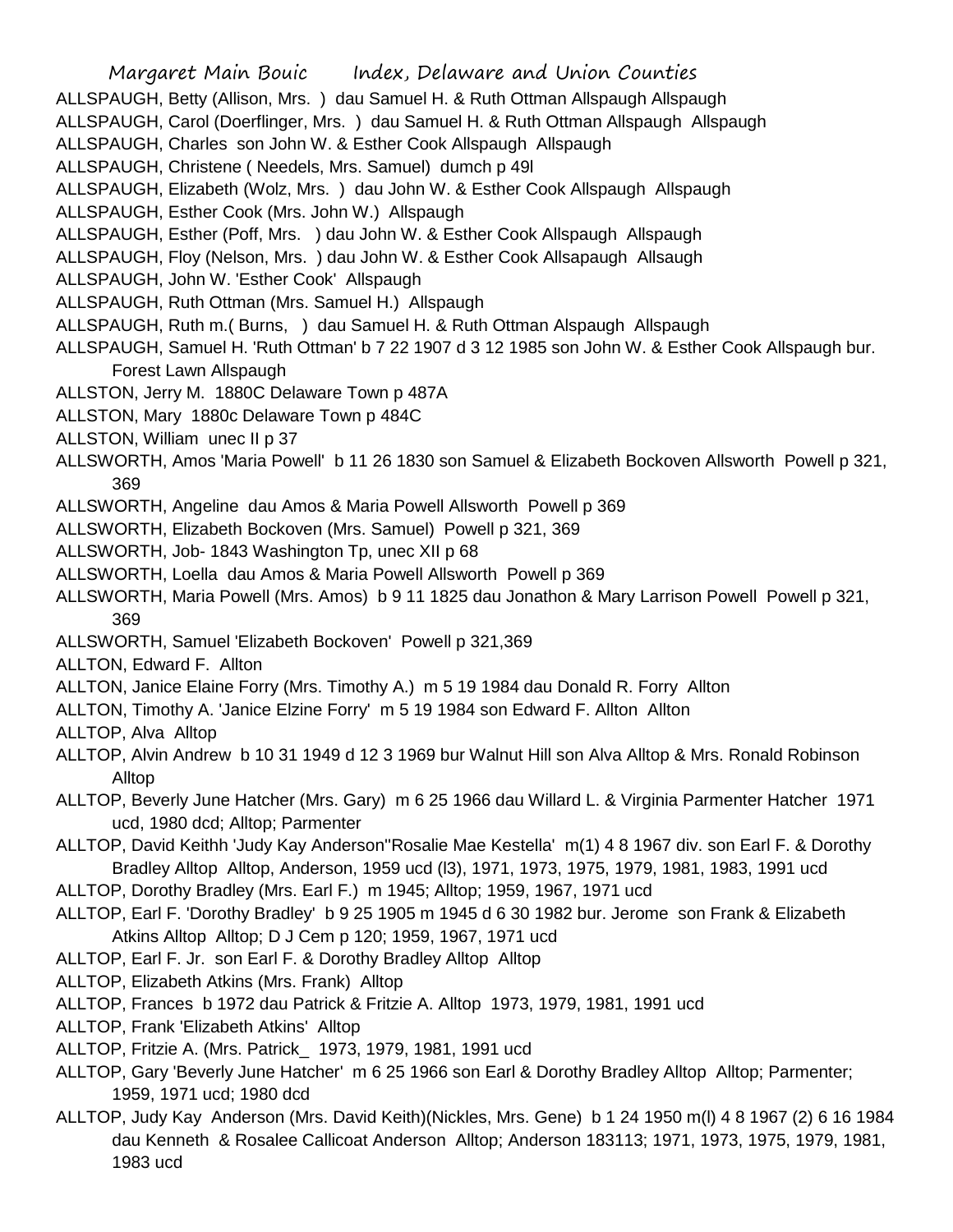ALLSPAUGH, Betty (Allison, Mrs. ) dau Samuel H. & Ruth Ottman Allspaugh Allspaugh

ALLSPAUGH, Carol (Doerflinger, Mrs. ) dau Samuel H. & Ruth Ottman Allspaugh Allspaugh

ALLSPAUGH, Charles son John W. & Esther Cook Allspaugh Allspaugh

ALLSPAUGH, Christene ( Needels, Mrs. Samuel) dumch p 49l

ALLSPAUGH, Elizabeth (Wolz, Mrs. ) dau John W. & Esther Cook Allspaugh Allspaugh

ALLSPAUGH, Esther Cook (Mrs. John W.) Allspaugh

ALLSPAUGH, Esther (Poff, Mrs. ) dau John W. & Esther Cook Allspaugh Allspaugh

ALLSPAUGH, Floy (Nelson, Mrs. ) dau John W. & Esther Cook Allsapaugh Allsaugh

ALLSPAUGH, John W. 'Esther Cook' Allspaugh

ALLSPAUGH, Ruth Ottman (Mrs. Samuel H.) Allspaugh

ALLSPAUGH, Ruth m.( Burns, ) dau Samuel H. & Ruth Ottman Alspaugh Allspaugh

ALLSPAUGH, Samuel H. 'Ruth Ottman' b 7 22 1907 d 3 12 1985 son John W. & Esther Cook Allspaugh bur. Forest Lawn Allspaugh

ALLSTON, Jerry M. 1880C Delaware Town p 487A

ALLSTON, Mary 1880c Delaware Town p 484C

ALLSTON, William unec II p 37

ALLSWORTH, Amos 'Maria Powell' b 11 26 1830 son Samuel & Elizabeth Bockoven Allsworth Powell p 321, 369

ALLSWORTH, Angeline dau Amos & Maria Powell Allsworth Powell p 369

ALLSWORTH, Elizabeth Bockoven (Mrs. Samuel) Powell p 321, 369

ALLSWORTH, Job- 1843 Washington Tp, unec XII p 68

ALLSWORTH, Loella dau Amos & Maria Powell Allsworth Powell p 369

ALLSWORTH, Maria Powell (Mrs. Amos) b 9 11 1825 dau Jonathon & Mary Larrison Powell Powell p 321, 369

ALLSWORTH, Samuel 'Elizabeth Bockoven' Powell p 321,369

ALLTON, Edward F. Allton

ALLTON, Janice Elaine Forry (Mrs. Timothy A.) m 5 19 1984 dau Donald R. Forry Allton

ALLTON, Timothy A. 'Janice Elzine Forry' m 5 19 1984 son Edward F. Allton Allton

ALLTOP, Alva Alltop

ALLTOP, Alvin Andrew b 10 31 1949 d 12 3 1969 bur Walnut Hill son Alva Alltop & Mrs. Ronald Robinson Alltop

ALLTOP, Beverly June Hatcher (Mrs. Gary) m 6 25 1966 dau Willard L. & Virginia Parmenter Hatcher 1971 ucd, 1980 dcd; Alltop; Parmenter

ALLTOP, David Keithh 'Judy Kay Anderson''Rosalie Mae Kestella' m(1) 4 8 1967 div. son Earl F. & Dorothy Bradley Alltop Alltop, Anderson, 1959 ucd (l3), 1971, 1973, 1975, 1979, 1981, 1983, 1991 ucd

ALLTOP, Dorothy Bradley (Mrs. Earl F.) m 1945; Alltop; 1959, 1967, 1971 ucd

ALLTOP, Earl F. 'Dorothy Bradley' b 9 25 1905 m 1945 d 6 30 1982 bur. Jerome son Frank & Elizabeth Atkins Alltop Alltop; D J Cem p 120; 1959, 1967, 1971 ucd

ALLTOP, Earl F. Jr. son Earl F. & Dorothy Bradley Alltop Alltop

ALLTOP, Elizabeth Atkins (Mrs. Frank) Alltop

ALLTOP, Frances b 1972 dau Patrick & Fritzie A. Alltop 1973, 1979, 1981, 1991 ucd

ALLTOP, Frank 'Elizabeth Atkins' Alltop

ALLTOP, Fritzie A. (Mrs. Patrick_ 1973, 1979, 1981, 1991 ucd

ALLTOP, Gary 'Beverly June Hatcher' m 6 25 1966 son Earl & Dorothy Bradley Alltop Alltop; Parmenter; 1959, 1971 ucd; 1980 dcd

ALLTOP, Judy Kay Anderson (Mrs. David Keith)(Nickles, Mrs. Gene) b 1 24 1950 m(l) 4 8 1967 (2) 6 16 1984 dau Kenneth & Rosalee Callicoat Anderson Alltop; Anderson 183113; 1971, 1973, 1975, 1979, 1981, 1983 ucd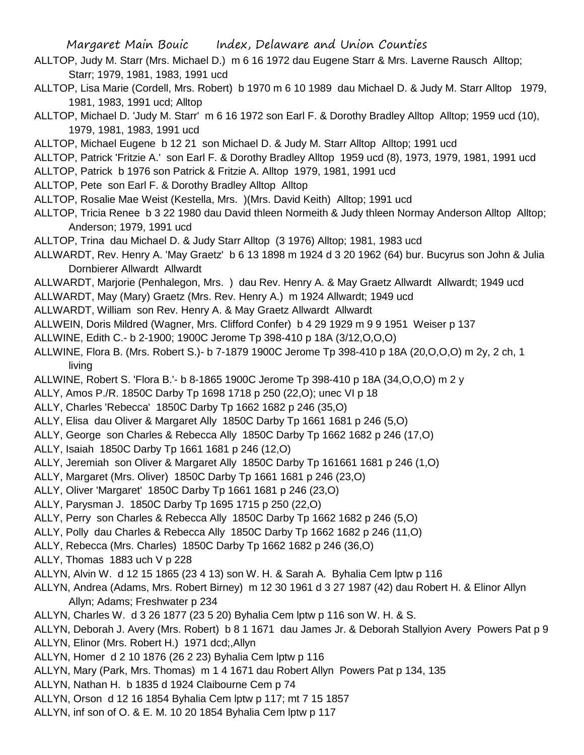ALLTOP, Judy M. Starr (Mrs. Michael D.)  m 6 16 1972 dau Eugene Starr & Mrs. Laverne Rausch  Alltop; Starr; 1979, 1981, 1983, 1991 ucd

ALLTOP, Lisa Marie (Cordell, Mrs. Robert)  b 1970 m 6 10 1989  dau Michael D. & Judy M. Starr Alltop  1979, 1981, 1983, 1991 ucd; Alltop

ALLTOP, Michael D. 'Judy M. Starr'  m 6 16 1972 son Earl F. & Dorothy Bradley Alltop  Alltop; 1959 ucd (10), 1979, 1981, 1983, 1991 ucd

ALLTOP, Michael Eugene  b 12 21  son Michael D. & Judy M. Starr Alltop  Alltop; 1991 ucd

ALLTOP, Patrick 'Fritzie A.'  son Earl F. & Dorothy Bradley Alltop  1959 ucd (8), 1973, 1979, 1981, 1991 ucd

ALLTOP, Patrick  b 1976 son Patrick & Fritzie A. Alltop  1979, 1981, 1991 ucd

ALLTOP, Pete  son Earl F. & Dorothy Bradley Alltop  Alltop

ALLTOP, Rosalie Mae Weist (Kestella, Mrs.  )(Mrs. David Keith)  Alltop; 1991 ucd

ALLTOP, Tricia Renee  b 3 22 1980 dau David thleen Normeith & Judy thleen Normay Anderson Alltop  Alltop; Anderson; 1979, 1991 ucd

ALLTOP, Trina  dau Michael D. & Judy Starr Alltop  (3 1976) Alltop; 1981, 1983 ucd

ALLWARDT, Rev. Henry A. 'May Graetz'  b 6 13 1898 m 1924 d 3 20 1962 (64) bur. Bucyrus son John & Julia Dornbierer Allwardt  Allwardt

ALLWARDT, Marjorie (Penhalegon, Mrs.  )  dau Rev. Henry A. & May Graetz Allwardt  Allwardt; 1949 ucd

ALLWARDT, May (Mary) Graetz (Mrs. Rev. Henry A.)  m 1924 Allwardt; 1949 ucd

ALLWARDT, William  son Rev. Henry A. & May Graetz Allwardt  Allwardt

ALLWEIN, Doris Mildred (Wagner, Mrs. Clifford Confer)  b 4 29 1929 m 9 9 1951  Weiser p 137

ALLWINE, Edith C.- b 2-1900; 1900C Jerome Tp 398-410 p 18A (3/12,O,O,O)

ALLWINE, Flora B. (Mrs. Robert S.)- b 7-1879 1900C Jerome Tp 398-410 p 18A (20,O,O,O) m 2y, 2 ch, 1 living

ALLWINE, Robert S. 'Flora B.'- b 8-1865 1900C Jerome Tp 398-410 p 18A (34,O,O,O) m 2 y

ALLY, Amos P./R. 1850C Darby Tp 1698 1718 p 250 (22,O); unec VI p 18

ALLY, Charles 'Rebecca'  1850C Darby Tp 1662 1682 p 246 (35,O)

ALLY, Elisa  dau Oliver & Margaret Ally  1850C Darby Tp 1661 1681 p 246 (5,O)

ALLY, George  son Charles & Rebecca Ally  1850C Darby Tp 1662 1682 p 246 (17,O)

ALLY, Isaiah  1850C Darby Tp 1661 1681 p 246 (12,O)

ALLY, Jeremiah  son Oliver & Margaret Ally  1850C Darby Tp 161661 1681 p 246 (1,O)

ALLY, Margaret (Mrs. Oliver)  1850C Darby Tp 1661 1681 p 246 (23,O)

ALLY, Oliver 'Margaret'  1850C Darby Tp 1661 1681 p 246 (23,O)

ALLY, Parysman J.  1850C Darby Tp 1695 1715 p 250 (22,O)

ALLY, Perry  son Charles & Rebecca Ally  1850C Darby Tp 1662 1682 p 246 (5,O)

ALLY, Polly  dau Charles & Rebecca Ally  1850C Darby Tp 1662 1682 p 246 (11,O)

ALLY, Rebecca (Mrs. Charles)  1850C Darby Tp 1662 1682 p 246 (36,O)

ALLY, Thomas  1883 uch V p 228

ALLYN, Alvin W.  d 12 15 1865 (23 4 13) son W. H. & Sarah A.  Byhalia Cem lptw p 116

ALLYN, Andrea (Adams, Mrs. Robert Birney)  m 12 30 1961 d 3 27 1987 (42) dau Robert H. & Elinor Allyn Allyn; Adams; Freshwater p 234

ALLYN, Charles W.  d 3 26 1877 (23 5 20) Byhalia Cem lptw p 116 son W. H. & S.

ALLYN, Deborah J. Avery (Mrs. Robert)  b 8 1 1671  dau James Jr. & Deborah Stallyion Avery  Powers Pat p 9

ALLYN, Elinor (Mrs. Robert H.)  1971 dcd;,Allyn

ALLYN, Homer  d 2 10 1876 (26 2 23) Byhalia Cem lptw p 116

ALLYN, Mary (Park, Mrs. Thomas)  m 1 4 1671 dau Robert Allyn  Powers Pat p 134, 135

ALLYN, Nathan H.  b 1835 d 1924 Claibourne Cem p 74

ALLYN, Orson  d 12 16 1854 Byhalia Cem lptw p 117; mt 7 15 1857

ALLYN, inf son of O. & E. M. 10 20 1854 Byhalia Cem lptw p 117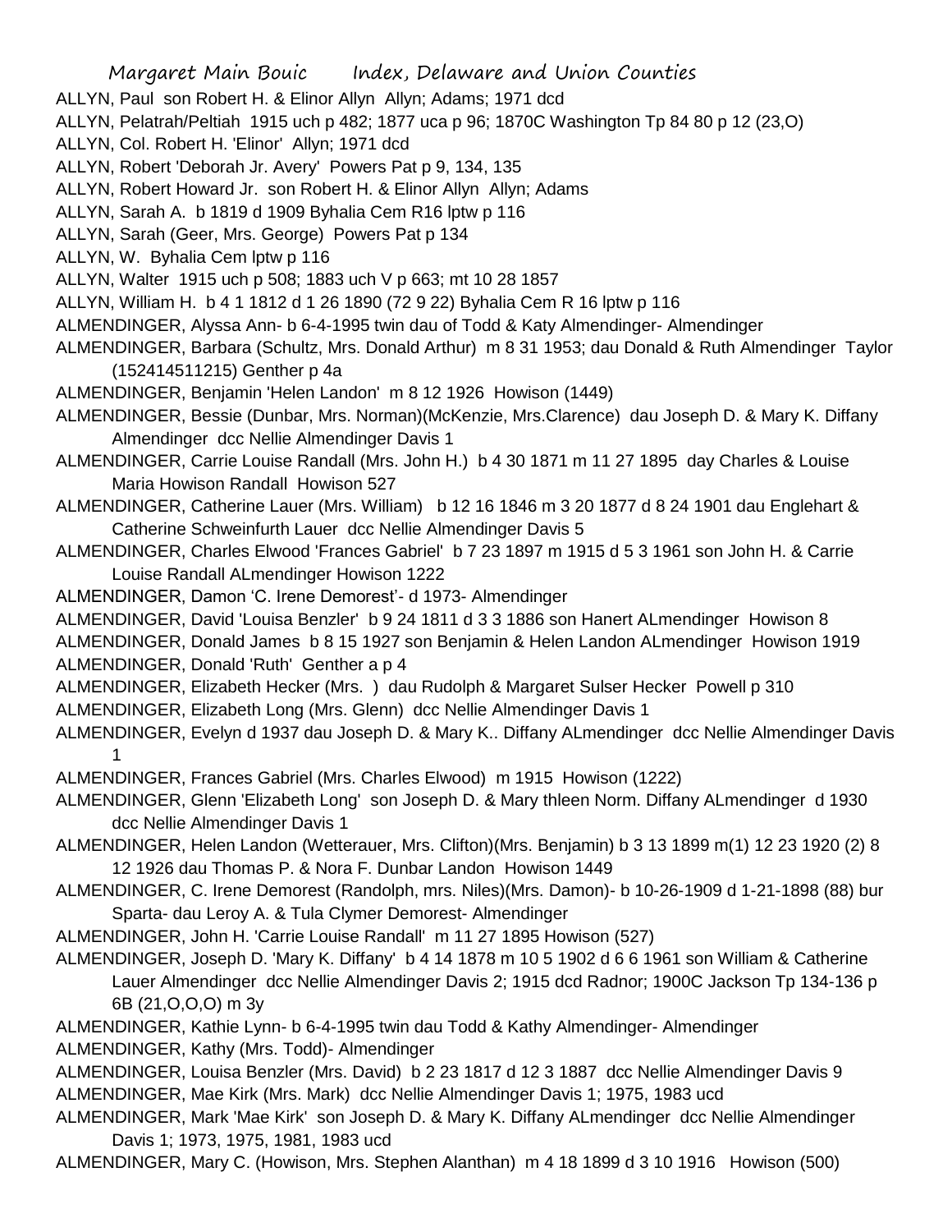ALLYN, Paul son Robert H. & Elinor Allyn Allyn; Adams; 1971 dcd

ALLYN, Pelatrah/Peltiah 1915 uch p 482; 1877 uca p 96; 1870C Washington Tp 84 80 p 12 (23,O)

ALLYN, Col. Robert H. 'Elinor' Allyn; 1971 dcd

ALLYN, Robert 'Deborah Jr. Avery' Powers Pat p 9, 134, 135

ALLYN, Robert Howard Jr. son Robert H. & Elinor Allyn Allyn; Adams

ALLYN, Sarah A. b 1819 d 1909 Byhalia Cem R16 lptw p 116

ALLYN, Sarah (Geer, Mrs. George) Powers Pat p 134

ALLYN, W. Byhalia Cem lptw p 116

ALLYN, Walter 1915 uch p 508; 1883 uch V p 663; mt 10 28 1857

ALLYN, William H. b 4 1 1812 d 1 26 1890 (72 9 22) Byhalia Cem R 16 lptw p 116

ALMENDINGER, Alyssa Ann- b 6-4-1995 twin dau of Todd & Katy Almendinger- Almendinger

ALMENDINGER, Barbara (Schultz, Mrs. Donald Arthur) m 8 31 1953; dau Donald & Ruth Almendinger Taylor (152414511215) Genther p 4a

ALMENDINGER, Benjamin 'Helen Landon' m 8 12 1926 Howison (1449)

ALMENDINGER, Bessie (Dunbar, Mrs. Norman)(McKenzie, Mrs.Clarence) dau Joseph D. & Mary K. Diffany Almendinger dcc Nellie Almendinger Davis 1

ALMENDINGER, Carrie Louise Randall (Mrs. John H.) b 4 30 1871 m 11 27 1895 day Charles & Louise Maria Howison Randall Howison 527

ALMENDINGER, Catherine Lauer (Mrs. William) b 12 16 1846 m 3 20 1877 d 8 24 1901 dau Englehart & Catherine Schweinfurth Lauer dcc Nellie Almendinger Davis 5

ALMENDINGER, Charles Elwood 'Frances Gabriel' b 7 23 1897 m 1915 d 5 3 1961 son John H. & Carrie Louise Randall ALmendinger Howison 1222

ALMENDINGER, Damon 'C. Irene Demorest'- d 1973- Almendinger

ALMENDINGER, David 'Louisa Benzler' b 9 24 1811 d 3 3 1886 son Hanert ALmendinger Howison 8

ALMENDINGER, Donald James b 8 15 1927 son Benjamin & Helen Landon ALmendinger Howison 1919

ALMENDINGER, Donald 'Ruth' Genther a p 4

ALMENDINGER, Elizabeth Hecker (Mrs. ) dau Rudolph & Margaret Sulser Hecker Powell p 310

ALMENDINGER, Elizabeth Long (Mrs. Glenn) dcc Nellie Almendinger Davis 1

ALMENDINGER, Evelyn d 1937 dau Joseph D. & Mary K.. Diffany ALmendinger dcc Nellie Almendinger Davis 1

ALMENDINGER, Frances Gabriel (Mrs. Charles Elwood) m 1915 Howison (1222)

ALMENDINGER, Glenn 'Elizabeth Long' son Joseph D. & Mary thleen Norm. Diffany ALmendinger d 1930 dcc Nellie Almendinger Davis 1

ALMENDINGER, Helen Landon (Wetterauer, Mrs. Clifton)(Mrs. Benjamin) b 3 13 1899 m(1) 12 23 1920 (2) 8 12 1926 dau Thomas P. & Nora F. Dunbar Landon Howison 1449

ALMENDINGER, C. Irene Demorest (Randolph, mrs. Niles)(Mrs. Damon)- b 10-26-1909 d 1-21-1898 (88) bur Sparta- dau Leroy A. & Tula Clymer Demorest- Almendinger

ALMENDINGER, John H. 'Carrie Louise Randall' m 11 27 1895 Howison (527)

ALMENDINGER, Joseph D. 'Mary K. Diffany' b 4 14 1878 m 10 5 1902 d 6 6 1961 son William & Catherine Lauer Almendinger dcc Nellie Almendinger Davis 2; 1915 dcd Radnor; 1900C Jackson Tp 134-136 p 6B (21,O,O,O) m 3y

ALMENDINGER, Kathie Lynn- b 6-4-1995 twin dau Todd & Kathy Almendinger- Almendinger

ALMENDINGER, Kathy (Mrs. Todd)- Almendinger

ALMENDINGER, Louisa Benzler (Mrs. David) b 2 23 1817 d 12 3 1887 dcc Nellie Almendinger Davis 9

ALMENDINGER, Mae Kirk (Mrs. Mark) dcc Nellie Almendinger Davis 1; 1975, 1983 ucd

ALMENDINGER, Mark 'Mae Kirk' son Joseph D. & Mary K. Diffany ALmendinger dcc Nellie Almendinger Davis 1; 1973, 1975, 1981, 1983 ucd

ALMENDINGER, Mary C. (Howison, Mrs. Stephen Alanthan) m 4 18 1899 d 3 10 1916 Howison (500)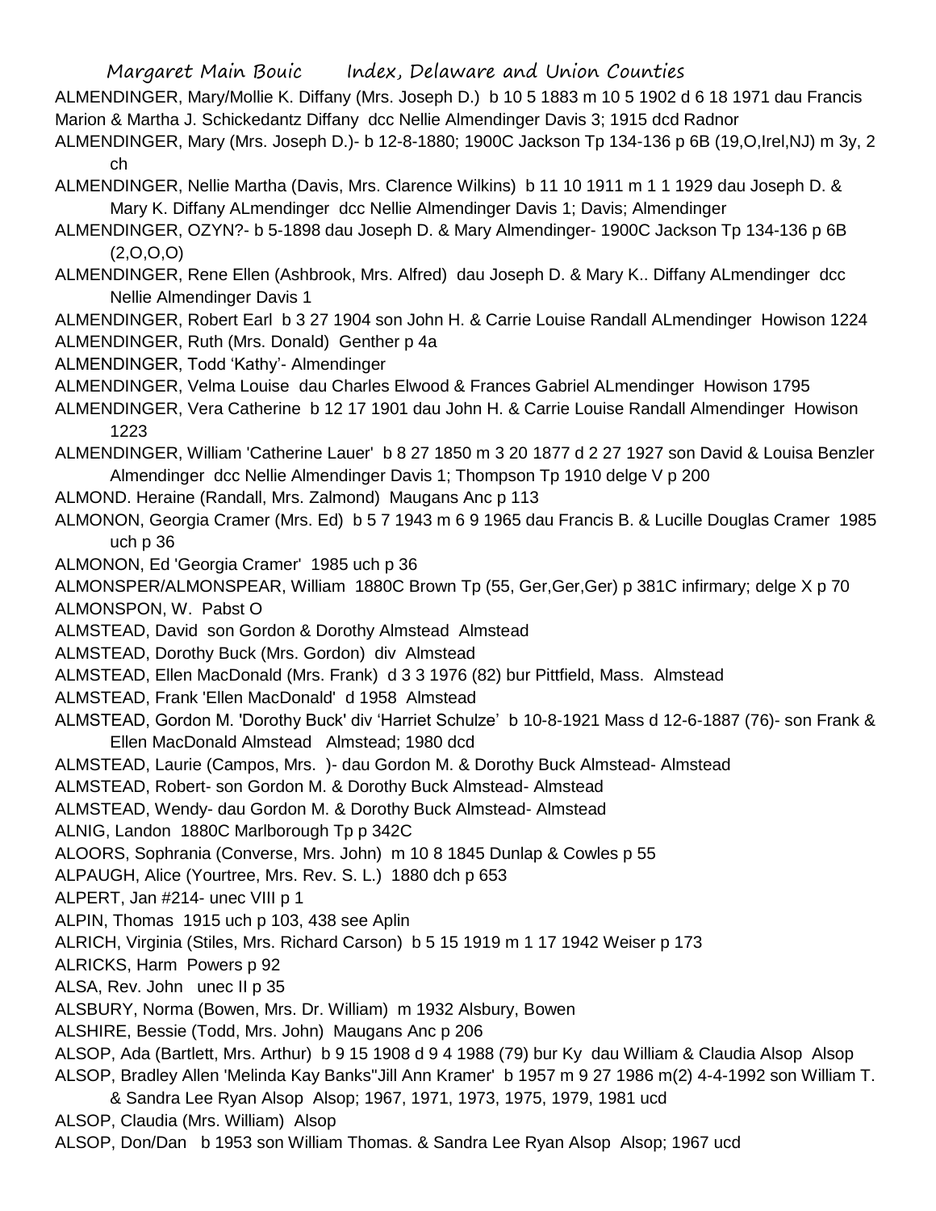ALMENDINGER, Mary/Mollie K. Diffany (Mrs. Joseph D.) b 10 5 1883 m 10 5 1902 d 6 18 1971 dau Francis Marion & Martha J. Schickedantz Diffany dcc Nellie Almendinger Davis 3; 1915 dcd Radnor

ALMENDINGER, Mary (Mrs. Joseph D.)- b 12-8-1880; 1900C Jackson Tp 134-136 p 6B (19,O,Irel,NJ) m 3y, 2 ch

ALMENDINGER, Nellie Martha (Davis, Mrs. Clarence Wilkins) b 11 10 1911 m 1 1 1929 dau Joseph D. & Mary K. Diffany ALmendinger dcc Nellie Almendinger Davis 1; Davis; Almendinger

ALMENDINGER, OZYN?- b 5-1898 dau Joseph D. & Mary Almendinger- 1900C Jackson Tp 134-136 p 6B (2,O,O,O)

ALMENDINGER, Rene Ellen (Ashbrook, Mrs. Alfred) dau Joseph D. & Mary K.. Diffany ALmendinger dcc Nellie Almendinger Davis 1

ALMENDINGER, Robert Earl b 3 27 1904 son John H. & Carrie Louise Randall ALmendinger Howison 1224

ALMENDINGER, Ruth (Mrs. Donald) Genther p 4a

ALMENDINGER, Todd 'Kathy'- Almendinger

ALMENDINGER, Velma Louise dau Charles Elwood & Frances Gabriel ALmendinger Howison 1795

ALMENDINGER, Vera Catherine b 12 17 1901 dau John H. & Carrie Louise Randall Almendinger Howison 1223

ALMENDINGER, William 'Catherine Lauer' b 8 27 1850 m 3 20 1877 d 2 27 1927 son David & Louisa Benzler Almendinger dcc Nellie Almendinger Davis 1; Thompson Tp 1910 delge V p 200

ALMOND. Heraine (Randall, Mrs. Zalmond) Maugans Anc p 113

ALMONON, Georgia Cramer (Mrs. Ed) b 5 7 1943 m 6 9 1965 dau Francis B. & Lucille Douglas Cramer 1985 uch p 36

ALMONON, Ed 'Georgia Cramer' 1985 uch p 36

ALMONSPER/ALMONSPEAR, William 1880C Brown Tp (55, Ger,Ger,Ger) p 381C infirmary; delge X p 70

ALMONSPON, W. Pabst O

ALMSTEAD, David son Gordon & Dorothy Almstead Almstead

ALMSTEAD, Dorothy Buck (Mrs. Gordon) div Almstead

ALMSTEAD, Ellen MacDonald (Mrs. Frank) d 3 3 1976 (82) bur Pittfield, Mass. Almstead

ALMSTEAD, Frank 'Ellen MacDonald' d 1958 Almstead

ALMSTEAD, Gordon M. 'Dorothy Buck' div 'Harriet Schulze' b 10-8-1921 Mass d 12-6-1887 (76)- son Frank & Ellen MacDonald Almstead Almstead; 1980 dcd

ALMSTEAD, Laurie (Campos, Mrs. )- dau Gordon M. & Dorothy Buck Almstead- Almstead

ALMSTEAD, Robert- son Gordon M. & Dorothy Buck Almstead- Almstead

ALMSTEAD, Wendy- dau Gordon M. & Dorothy Buck Almstead- Almstead

ALNIG, Landon 1880C Marlborough Tp p 342C

ALOORS, Sophrania (Converse, Mrs. John) m 10 8 1845 Dunlap & Cowles p 55

ALPAUGH, Alice (Yourtree, Mrs. Rev. S. L.) 1880 dch p 653

ALPERT, Jan #214- unec VIII p 1

ALPIN, Thomas 1915 uch p 103, 438 see Aplin

ALRICH, Virginia (Stiles, Mrs. Richard Carson) b 5 15 1919 m 1 17 1942 Weiser p 173

ALRICKS, Harm Powers p 92

ALSA, Rev. John unec II p 35

ALSBURY, Norma (Bowen, Mrs. Dr. William) m 1932 Alsbury, Bowen

ALSHIRE, Bessie (Todd, Mrs. John) Maugans Anc p 206

ALSOP, Ada (Bartlett, Mrs. Arthur) b 9 15 1908 d 9 4 1988 (79) bur Ky dau William & Claudia Alsop Alsop

ALSOP, Bradley Allen 'Melinda Kay Banks''Jill Ann Kramer' b 1957 m 9 27 1986 m(2) 4-4-1992 son William T. & Sandra Lee Ryan Alsop Alsop; 1967, 1971, 1973, 1975, 1979, 1981 ucd

ALSOP, Claudia (Mrs. William) Alsop

ALSOP, Don/Dan b 1953 son William Thomas. & Sandra Lee Ryan Alsop Alsop; 1967 ucd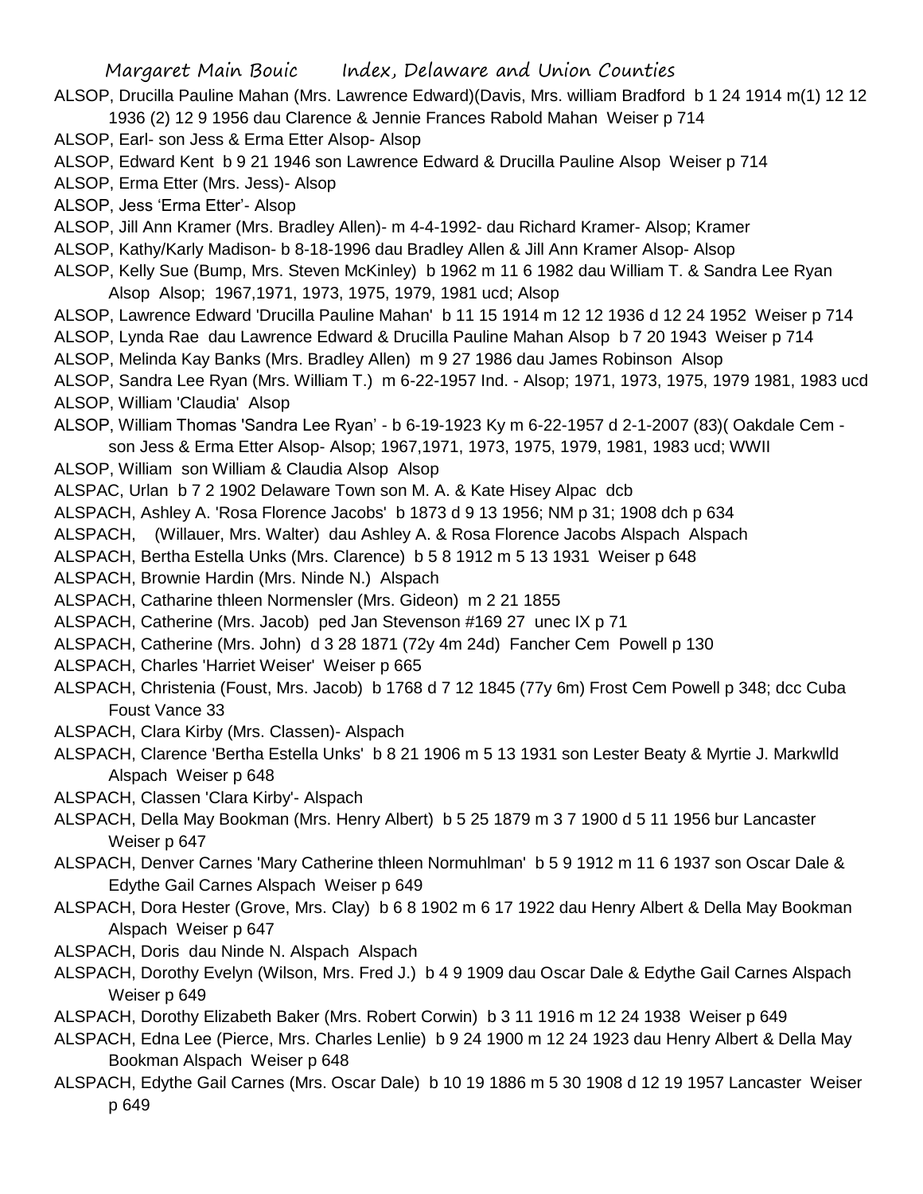ALSOP, Drucilla Pauline Mahan (Mrs. Lawrence Edward)(Davis, Mrs. william Bradford b 1 24 1914 m(1) 12 12 1936 (2) 12 9 1956 dau Clarence & Jennie Frances Rabold Mahan Weiser p 714

ALSOP, Earl- son Jess & Erma Etter Alsop- Alsop

ALSOP, Edward Kent b 9 21 1946 son Lawrence Edward & Drucilla Pauline Alsop Weiser p 714

ALSOP, Erma Etter (Mrs. Jess)- Alsop

ALSOP, Jess 'Erma Etter'- Alsop

ALSOP, Jill Ann Kramer (Mrs. Bradley Allen)- m 4-4-1992- dau Richard Kramer- Alsop; Kramer

ALSOP, Kathy/Karly Madison- b 8-18-1996 dau Bradley Allen & Jill Ann Kramer Alsop- Alsop

ALSOP, Kelly Sue (Bump, Mrs. Steven McKinley) b 1962 m 11 6 1982 dau William T. & Sandra Lee Ryan Alsop Alsop; 1967,1971, 1973, 1975, 1979, 1981 ucd; Alsop

ALSOP, Lawrence Edward 'Drucilla Pauline Mahan' b 11 15 1914 m 12 12 1936 d 12 24 1952 Weiser p 714

ALSOP, Lynda Rae dau Lawrence Edward & Drucilla Pauline Mahan Alsop b 7 20 1943 Weiser p 714

ALSOP, Melinda Kay Banks (Mrs. Bradley Allen) m 9 27 1986 dau James Robinson Alsop

ALSOP, Sandra Lee Ryan (Mrs. William T.) m 6-22-1957 Ind. - Alsop; 1971, 1973, 1975, 1979 1981, 1983 ucd

ALSOP, William 'Claudia' Alsop

ALSOP, William Thomas 'Sandra Lee Ryan' - b 6-19-1923 Ky m 6-22-1957 d 2-1-2007 (83)( Oakdale Cem - son Jess & Erma Etter Alsop- Alsop; 1967,1971, 1973, 1975, 1979, 1981, 1983 ucd; WWII

ALSOP, William son William & Claudia Alsop Alsop

ALSPAC, Urlan b 7 2 1902 Delaware Town son M. A. & Kate Hisey Alpac dcb

ALSPACH, Ashley A. 'Rosa Florence Jacobs' b 1873 d 9 13 1956; NM p 31; 1908 dch p 634

ALSPACH, (Willauer, Mrs. Walter) dau Ashley A. & Rosa Florence Jacobs Alspach Alspach

ALSPACH, Bertha Estella Unks (Mrs. Clarence) b 5 8 1912 m 5 13 1931 Weiser p 648

ALSPACH, Brownie Hardin (Mrs. Ninde N.) Alspach

ALSPACH, Catharine thleen Normensler (Mrs. Gideon) m 2 21 1855

ALSPACH, Catherine (Mrs. Jacob) ped Jan Stevenson #169 27 unec IX p 71

ALSPACH, Catherine (Mrs. John) d 3 28 1871 (72y 4m 24d) Fancher Cem Powell p 130

ALSPACH, Charles 'Harriet Weiser' Weiser p 665

ALSPACH, Christenia (Foust, Mrs. Jacob) b 1768 d 7 12 1845 (77y 6m) Frost Cem Powell p 348; dcc Cuba Foust Vance 33

ALSPACH, Clara Kirby (Mrs. Classen)- Alspach

ALSPACH, Clarence 'Bertha Estella Unks' b 8 21 1906 m 5 13 1931 son Lester Beaty & Myrtie J. Markwlld Alspach Weiser p 648

ALSPACH, Classen 'Clara Kirby'- Alspach

ALSPACH, Della May Bookman (Mrs. Henry Albert) b 5 25 1879 m 3 7 1900 d 5 11 1956 bur Lancaster Weiser p 647

ALSPACH, Denver Carnes 'Mary Catherine thleen Normuhlman' b 5 9 1912 m 11 6 1937 son Oscar Dale & Edythe Gail Carnes Alspach Weiser p 649

ALSPACH, Dora Hester (Grove, Mrs. Clay) b 6 8 1902 m 6 17 1922 dau Henry Albert & Della May Bookman Alspach Weiser p 647

ALSPACH, Doris dau Ninde N. Alspach Alspach

ALSPACH, Dorothy Evelyn (Wilson, Mrs. Fred J.) b 4 9 1909 dau Oscar Dale & Edythe Gail Carnes Alspach Weiser p 649

ALSPACH, Dorothy Elizabeth Baker (Mrs. Robert Corwin) b 3 11 1916 m 12 24 1938 Weiser p 649

ALSPACH, Edna Lee (Pierce, Mrs. Charles Lenlie) b 9 24 1900 m 12 24 1923 dau Henry Albert & Della May Bookman Alspach Weiser p 648

ALSPACH, Edythe Gail Carnes (Mrs. Oscar Dale) b 10 19 1886 m 5 30 1908 d 12 19 1957 Lancaster Weiser p 649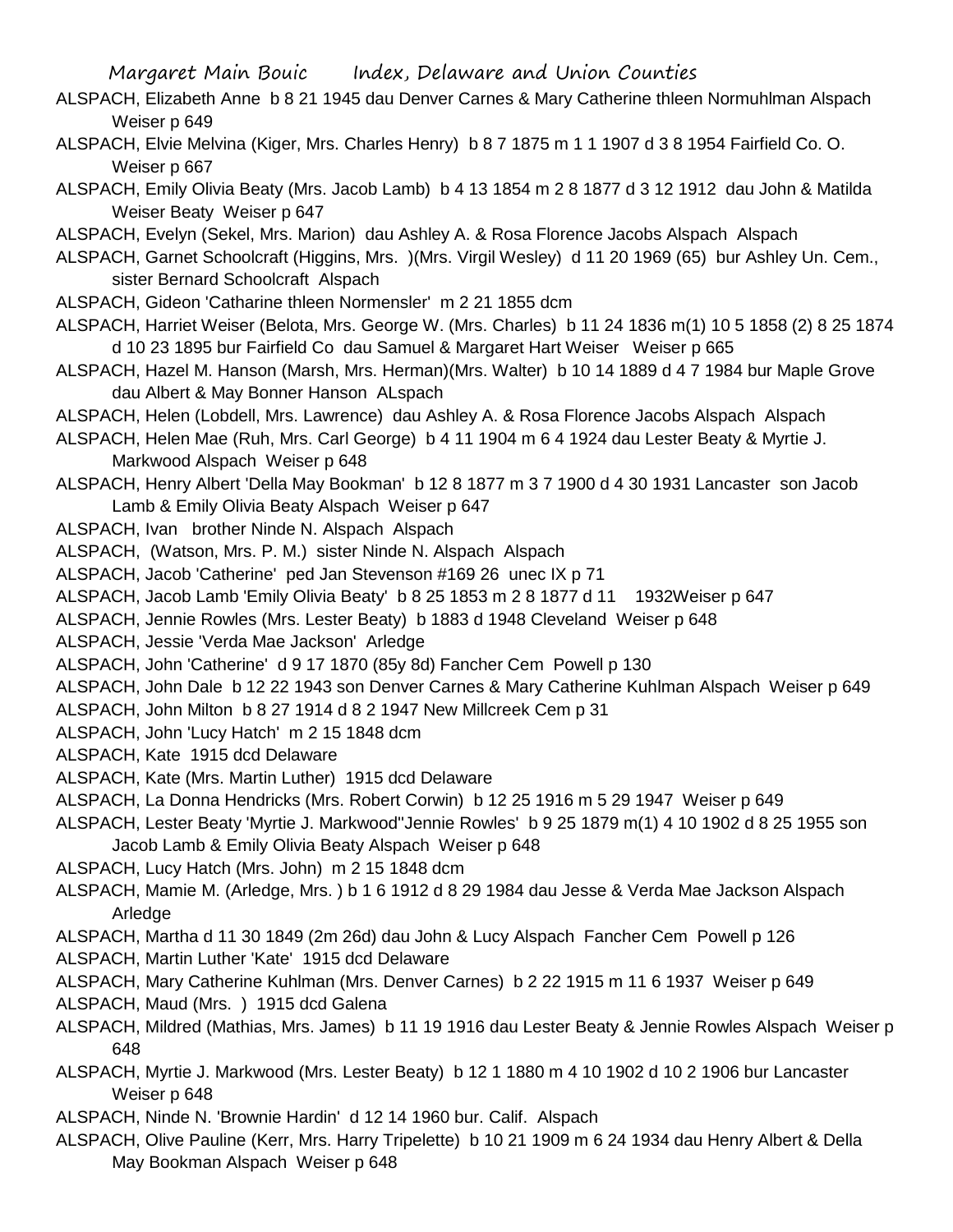ALSPACH, Elizabeth Anne b 8 21 1945 dau Denver Carnes & Mary Catherine thleen Normuhlman Alspach Weiser p 649

ALSPACH, Elvie Melvina (Kiger, Mrs. Charles Henry) b 8 7 1875 m 1 1 1907 d 3 8 1954 Fairfield Co. O. Weiser p 667

ALSPACH, Emily Olivia Beaty (Mrs. Jacob Lamb) b 4 13 1854 m 2 8 1877 d 3 12 1912 dau John & Matilda Weiser Beaty Weiser p 647

ALSPACH, Evelyn (Sekel, Mrs. Marion) dau Ashley A. & Rosa Florence Jacobs Alspach Alspach

ALSPACH, Garnet Schoolcraft (Higgins, Mrs. )(Mrs. Virgil Wesley) d 11 20 1969 (65) bur Ashley Un. Cem., sister Bernard Schoolcraft Alspach

ALSPACH, Gideon 'Catharine thleen Normensler' m 2 21 1855 dcm

ALSPACH, Harriet Weiser (Belota, Mrs. George W. (Mrs. Charles) b 11 24 1836 m(1) 10 5 1858 (2) 8 25 1874 d 10 23 1895 bur Fairfield Co dau Samuel & Margaret Hart Weiser Weiser p 665

ALSPACH, Hazel M. Hanson (Marsh, Mrs. Herman)(Mrs. Walter) b 10 14 1889 d 4 7 1984 bur Maple Grove dau Albert & May Bonner Hanson ALspach

ALSPACH, Helen (Lobdell, Mrs. Lawrence) dau Ashley A. & Rosa Florence Jacobs Alspach Alspach

ALSPACH, Helen Mae (Ruh, Mrs. Carl George) b 4 11 1904 m 6 4 1924 dau Lester Beaty & Myrtie J. Markwood Alspach Weiser p 648

ALSPACH, Henry Albert 'Della May Bookman' b 12 8 1877 m 3 7 1900 d 4 30 1931 Lancaster son Jacob Lamb & Emily Olivia Beaty Alspach Weiser p 647

ALSPACH, Ivan brother Ninde N. Alspach Alspach

ALSPACH, (Watson, Mrs. P. M.) sister Ninde N. Alspach Alspach

ALSPACH, Jacob 'Catherine' ped Jan Stevenson #169 26 unec IX p 71

ALSPACH, Jacob Lamb 'Emily Olivia Beaty' b 8 25 1853 m 2 8 1877 d 11 1932Weiser p 647

ALSPACH, Jennie Rowles (Mrs. Lester Beaty) b 1883 d 1948 Cleveland Weiser p 648

ALSPACH, Jessie 'Verda Mae Jackson' Arledge

ALSPACH, John 'Catherine' d 9 17 1870 (85y 8d) Fancher Cem Powell p 130

ALSPACH, John Dale b 12 22 1943 son Denver Carnes & Mary Catherine Kuhlman Alspach Weiser p 649

ALSPACH, John Milton b 8 27 1914 d 8 2 1947 New Millcreek Cem p 31

ALSPACH, John 'Lucy Hatch' m 2 15 1848 dcm

ALSPACH, Kate 1915 dcd Delaware

ALSPACH, Kate (Mrs. Martin Luther) 1915 dcd Delaware

ALSPACH, La Donna Hendricks (Mrs. Robert Corwin) b 12 25 1916 m 5 29 1947 Weiser p 649

ALSPACH, Lester Beaty 'Myrtie J. Markwood''Jennie Rowles' b 9 25 1879 m(1) 4 10 1902 d 8 25 1955 son Jacob Lamb & Emily Olivia Beaty Alspach Weiser p 648

ALSPACH, Lucy Hatch (Mrs. John) m 2 15 1848 dcm

ALSPACH, Mamie M. (Arledge, Mrs. ) b 1 6 1912 d 8 29 1984 dau Jesse & Verda Mae Jackson Alspach Arledge

ALSPACH, Martha d 11 30 1849 (2m 26d) dau John & Lucy Alspach Fancher Cem Powell p 126

ALSPACH, Martin Luther 'Kate' 1915 dcd Delaware

ALSPACH, Mary Catherine Kuhlman (Mrs. Denver Carnes) b 2 22 1915 m 11 6 1937 Weiser p 649

ALSPACH, Maud (Mrs. ) 1915 dcd Galena

ALSPACH, Mildred (Mathias, Mrs. James) b 11 19 1916 dau Lester Beaty & Jennie Rowles Alspach Weiser p 648

ALSPACH, Myrtie J. Markwood (Mrs. Lester Beaty) b 12 1 1880 m 4 10 1902 d 10 2 1906 bur Lancaster Weiser p 648

ALSPACH, Ninde N. 'Brownie Hardin' d 12 14 1960 bur. Calif. Alspach

ALSPACH, Olive Pauline (Kerr, Mrs. Harry Tripelette) b 10 21 1909 m 6 24 1934 dau Henry Albert & Della May Bookman Alspach Weiser p 648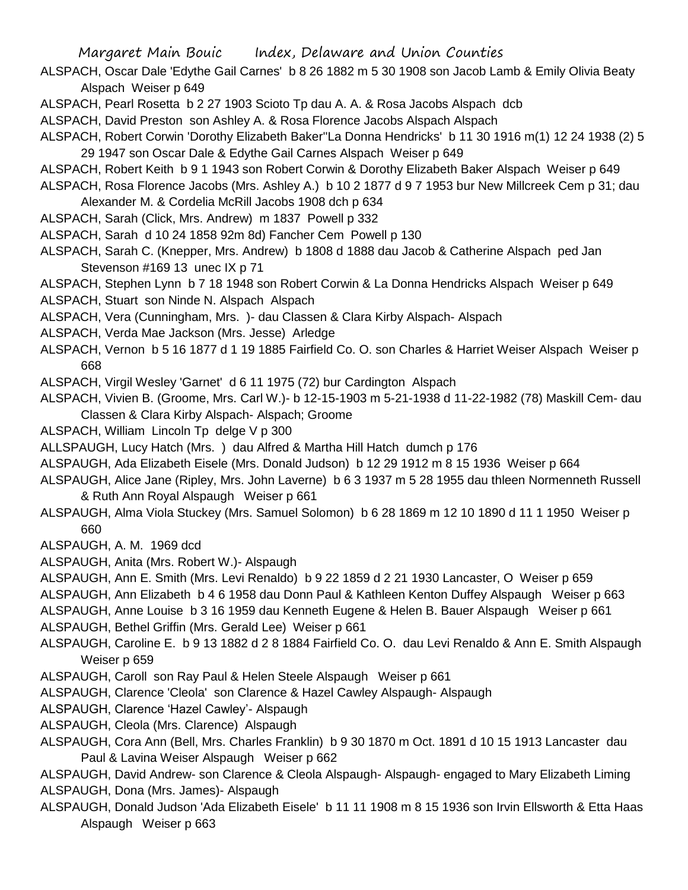ALSPACH, Oscar Dale 'Edythe Gail Carnes' b 8 26 1882 m 5 30 1908 son Jacob Lamb & Emily Olivia Beaty Alspach Weiser p 649

ALSPACH, Pearl Rosetta b 2 27 1903 Scioto Tp dau A. A. & Rosa Jacobs Alspach dcb

ALSPACH, David Preston son Ashley A. & Rosa Florence Jacobs Alspach Alspach

ALSPACH, Robert Corwin 'Dorothy Elizabeth Baker''La Donna Hendricks' b 11 30 1916 m(1) 12 24 1938 (2) 5 29 1947 son Oscar Dale & Edythe Gail Carnes Alspach Weiser p 649

ALSPACH, Robert Keith b 9 1 1943 son Robert Corwin & Dorothy Elizabeth Baker Alspach Weiser p 649

ALSPACH, Rosa Florence Jacobs (Mrs. Ashley A.) b 10 2 1877 d 9 7 1953 bur New Millcreek Cem p 31; dau Alexander M. & Cordelia McRill Jacobs 1908 dch p 634

ALSPACH, Sarah (Click, Mrs. Andrew) m 1837 Powell p 332

ALSPACH, Sarah d 10 24 1858 92m 8d) Fancher Cem Powell p 130

ALSPACH, Sarah C. (Knepper, Mrs. Andrew) b 1808 d 1888 dau Jacob & Catherine Alspach ped Jan Stevenson #169 13 unec IX p 71

ALSPACH, Stephen Lynn b 7 18 1948 son Robert Corwin & La Donna Hendricks Alspach Weiser p 649

ALSPACH, Stuart son Ninde N. Alspach Alspach

ALSPACH, Vera (Cunningham, Mrs. )- dau Classen & Clara Kirby Alspach- Alspach

ALSPACH, Verda Mae Jackson (Mrs. Jesse) Arledge

ALSPACH, Vernon b 5 16 1877 d 1 19 1885 Fairfield Co. O. son Charles & Harriet Weiser Alspach Weiser p 668

ALSPACH, Virgil Wesley 'Garnet' d 6 11 1975 (72) bur Cardington Alspach

ALSPACH, Vivien B. (Groome, Mrs. Carl W.)- b 12-15-1903 m 5-21-1938 d 11-22-1982 (78) Maskill Cem- dau Classen & Clara Kirby Alspach- Alspach; Groome

ALSPACH, William Lincoln Tp delge V p 300

ALLSPAUGH, Lucy Hatch (Mrs. ) dau Alfred & Martha Hill Hatch dumch p 176

ALSPAUGH, Ada Elizabeth Eisele (Mrs. Donald Judson) b 12 29 1912 m 8 15 1936 Weiser p 664

ALSPAUGH, Alice Jane (Ripley, Mrs. John Laverne) b 6 3 1937 m 5 28 1955 dau thleen Normenneth Russell & Ruth Ann Royal Alspaugh Weiser p 661

ALSPAUGH, Alma Viola Stuckey (Mrs. Samuel Solomon) b 6 28 1869 m 12 10 1890 d 11 1 1950 Weiser p 660

ALSPAUGH, A. M. 1969 dcd

ALSPAUGH, Anita (Mrs. Robert W.)- Alspaugh

ALSPAUGH, Ann E. Smith (Mrs. Levi Renaldo) b 9 22 1859 d 2 21 1930 Lancaster, O Weiser p 659

ALSPAUGH, Ann Elizabeth b 4 6 1958 dau Donn Paul & Kathleen Kenton Duffey Alspaugh Weiser p 663

ALSPAUGH, Anne Louise b 3 16 1959 dau Kenneth Eugene & Helen B. Bauer Alspaugh Weiser p 661

ALSPAUGH, Bethel Griffin (Mrs. Gerald Lee) Weiser p 661

ALSPAUGH, Caroline E. b 9 13 1882 d 2 8 1884 Fairfield Co. O. dau Levi Renaldo & Ann E. Smith Alspaugh Weiser p 659

ALSPAUGH, Caroll son Ray Paul & Helen Steele Alspaugh Weiser p 661

ALSPAUGH, Clarence 'Cleola' son Clarence & Hazel Cawley Alspaugh- Alspaugh

ALSPAUGH, Clarence 'Hazel Cawley'- Alspaugh

ALSPAUGH, Cleola (Mrs. Clarence) Alspaugh

ALSPAUGH, Cora Ann (Bell, Mrs. Charles Franklin) b 9 30 1870 m Oct. 1891 d 10 15 1913 Lancaster dau Paul & Lavina Weiser Alspaugh Weiser p 662

ALSPAUGH, David Andrew- son Clarence & Cleola Alspaugh- Alspaugh- engaged to Mary Elizabeth Liming

ALSPAUGH, Dona (Mrs. James)- Alspaugh

ALSPAUGH, Donald Judson 'Ada Elizabeth Eisele' b 11 11 1908 m 8 15 1936 son Irvin Ellsworth & Etta Haas Alspaugh Weiser p 663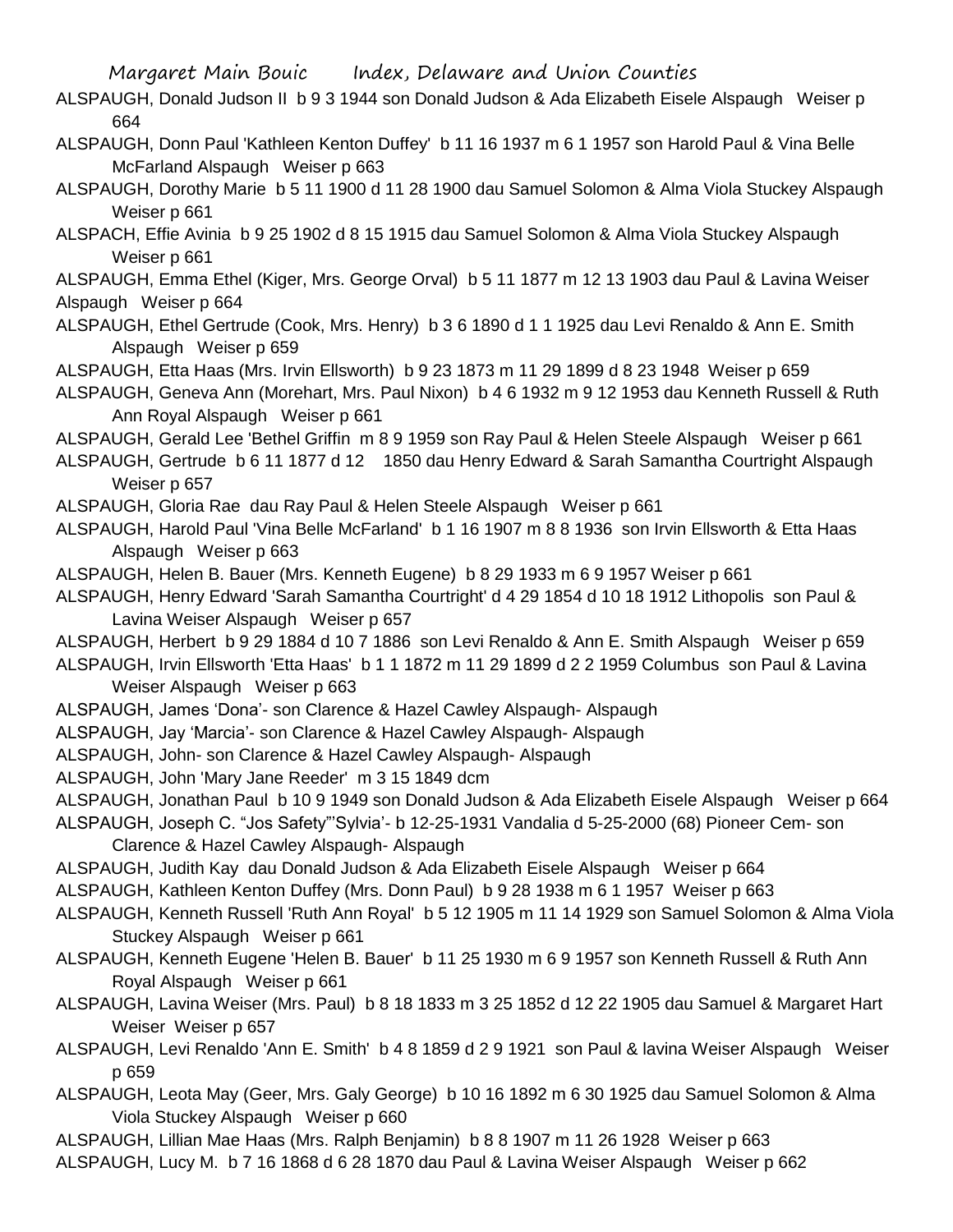ALSPAUGH, Donald Judson II b 9 3 1944 son Donald Judson & Ada Elizabeth Eisele Alspaugh Weiser p 664

ALSPAUGH, Donn Paul 'Kathleen Kenton Duffey' b 11 16 1937 m 6 1 1957 son Harold Paul & Vina Belle McFarland Alspaugh Weiser p 663

ALSPAUGH, Dorothy Marie b 5 11 1900 d 11 28 1900 dau Samuel Solomon & Alma Viola Stuckey Alspaugh Weiser p 661

ALSPACH, Effie Avinia b 9 25 1902 d 8 15 1915 dau Samuel Solomon & Alma Viola Stuckey Alspaugh Weiser p 661

ALSPAUGH, Emma Ethel (Kiger, Mrs. George Orval) b 5 11 1877 m 12 13 1903 dau Paul & Lavina Weiser Alspaugh Weiser p 664

ALSPAUGH, Ethel Gertrude (Cook, Mrs. Henry) b 3 6 1890 d 1 1 1925 dau Levi Renaldo & Ann E. Smith Alspaugh Weiser p 659

ALSPAUGH, Etta Haas (Mrs. Irvin Ellsworth) b 9 23 1873 m 11 29 1899 d 8 23 1948 Weiser p 659

ALSPAUGH, Geneva Ann (Morehart, Mrs. Paul Nixon) b 4 6 1932 m 9 12 1953 dau Kenneth Russell & Ruth Ann Royal Alspaugh Weiser p 661

ALSPAUGH, Gerald Lee 'Bethel Griffin m 8 9 1959 son Ray Paul & Helen Steele Alspaugh Weiser p 661

ALSPAUGH, Gertrude b 6 11 1877 d 12 1850 dau Henry Edward & Sarah Samantha Courtright Alspaugh Weiser p 657

ALSPAUGH, Gloria Rae dau Ray Paul & Helen Steele Alspaugh Weiser p 661

ALSPAUGH, Harold Paul 'Vina Belle McFarland' b 1 16 1907 m 8 8 1936 son Irvin Ellsworth & Etta Haas Alspaugh Weiser p 663

ALSPAUGH, Helen B. Bauer (Mrs. Kenneth Eugene) b 8 29 1933 m 6 9 1957 Weiser p 661

ALSPAUGH, Henry Edward 'Sarah Samantha Courtright' d 4 29 1854 d 10 18 1912 Lithopolis son Paul & Lavina Weiser Alspaugh Weiser p 657

ALSPAUGH, Herbert b 9 29 1884 d 10 7 1886 son Levi Renaldo & Ann E. Smith Alspaugh Weiser p 659

ALSPAUGH, Irvin Ellsworth 'Etta Haas' b 1 1 1872 m 11 29 1899 d 2 2 1959 Columbus son Paul & Lavina Weiser Alspaugh Weiser p 663

ALSPAUGH, James 'Dona'- son Clarence & Hazel Cawley Alspaugh- Alspaugh

ALSPAUGH, Jay 'Marcia'- son Clarence & Hazel Cawley Alspaugh- Alspaugh

ALSPAUGH, John- son Clarence & Hazel Cawley Alspaugh- Alspaugh

ALSPAUGH, John 'Mary Jane Reeder' m 3 15 1849 dcm

ALSPAUGH, Jonathan Paul b 10 9 1949 son Donald Judson & Ada Elizabeth Eisele Alspaugh Weiser p 664

ALSPAUGH, Joseph C. "Jos Safety"'Sylvia'- b 12-25-1931 Vandalia d 5-25-2000 (68) Pioneer Cem- son Clarence & Hazel Cawley Alspaugh- Alspaugh

ALSPAUGH, Judith Kay dau Donald Judson & Ada Elizabeth Eisele Alspaugh Weiser p 664

ALSPAUGH, Kathleen Kenton Duffey (Mrs. Donn Paul) b 9 28 1938 m 6 1 1957 Weiser p 663

ALSPAUGH, Kenneth Russell 'Ruth Ann Royal' b 5 12 1905 m 11 14 1929 son Samuel Solomon & Alma Viola Stuckey Alspaugh Weiser p 661

ALSPAUGH, Kenneth Eugene 'Helen B. Bauer' b 11 25 1930 m 6 9 1957 son Kenneth Russell & Ruth Ann Royal Alspaugh Weiser p 661

ALSPAUGH, Lavina Weiser (Mrs. Paul) b 8 18 1833 m 3 25 1852 d 12 22 1905 dau Samuel & Margaret Hart Weiser Weiser p 657

ALSPAUGH, Levi Renaldo 'Ann E. Smith' b 4 8 1859 d 2 9 1921 son Paul & lavina Weiser Alspaugh Weiser p 659

ALSPAUGH, Leota May (Geer, Mrs. Galy George) b 10 16 1892 m 6 30 1925 dau Samuel Solomon & Alma Viola Stuckey Alspaugh Weiser p 660

ALSPAUGH, Lillian Mae Haas (Mrs. Ralph Benjamin) b 8 8 1907 m 11 26 1928 Weiser p 663

ALSPAUGH, Lucy M. b 7 16 1868 d 6 28 1870 dau Paul & Lavina Weiser Alspaugh Weiser p 662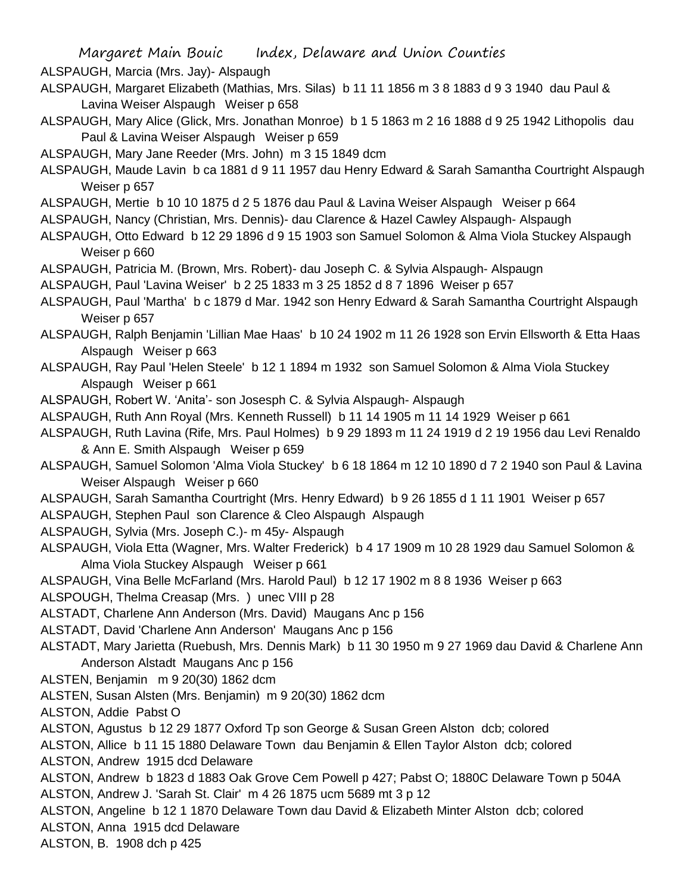ALSPAUGH, Marcia (Mrs. Jay)- Alspaugh

ALSPAUGH, Margaret Elizabeth (Mathias, Mrs. Silas) b 11 11 1856 m 3 8 1883 d 9 3 1940 dau Paul & Lavina Weiser Alspaugh Weiser p 658

ALSPAUGH, Mary Alice (Glick, Mrs. Jonathan Monroe) b 1 5 1863 m 2 16 1888 d 9 25 1942 Lithopolis dau Paul & Lavina Weiser Alspaugh Weiser p 659

ALSPAUGH, Mary Jane Reeder (Mrs. John) m 3 15 1849 dcm

ALSPAUGH, Maude Lavin b ca 1881 d 9 11 1957 dau Henry Edward & Sarah Samantha Courtright Alspaugh Weiser p 657

ALSPAUGH, Mertie b 10 10 1875 d 2 5 1876 dau Paul & Lavina Weiser Alspaugh Weiser p 664

ALSPAUGH, Nancy (Christian, Mrs. Dennis)- dau Clarence & Hazel Cawley Alspaugh- Alspaugh

ALSPAUGH, Otto Edward b 12 29 1896 d 9 15 1903 son Samuel Solomon & Alma Viola Stuckey Alspaugh Weiser p 660

ALSPAUGH, Patricia M. (Brown, Mrs. Robert)- dau Joseph C. & Sylvia Alspaugh- Alspaugn

ALSPAUGH, Paul 'Lavina Weiser' b 2 25 1833 m 3 25 1852 d 8 7 1896 Weiser p 657

ALSPAUGH, Paul 'Martha' b c 1879 d Mar. 1942 son Henry Edward & Sarah Samantha Courtright Alspaugh Weiser p 657

ALSPAUGH, Ralph Benjamin 'Lillian Mae Haas' b 10 24 1902 m 11 26 1928 son Ervin Ellsworth & Etta Haas Alspaugh Weiser p 663

ALSPAUGH, Ray Paul 'Helen Steele' b 12 1 1894 m 1932 son Samuel Solomon & Alma Viola Stuckey Alspaugh Weiser p 661

ALSPAUGH, Robert W. 'Anita'- son Josesph C. & Sylvia Alspaugh- Alspaugh

ALSPAUGH, Ruth Ann Royal (Mrs. Kenneth Russell) b 11 14 1905 m 11 14 1929 Weiser p 661

ALSPAUGH, Ruth Lavina (Rife, Mrs. Paul Holmes) b 9 29 1893 m 11 24 1919 d 2 19 1956 dau Levi Renaldo & Ann E. Smith Alspaugh Weiser p 659

ALSPAUGH, Samuel Solomon 'Alma Viola Stuckey' b 6 18 1864 m 12 10 1890 d 7 2 1940 son Paul & Lavina Weiser Alspaugh Weiser p 660

ALSPAUGH, Sarah Samantha Courtright (Mrs. Henry Edward) b 9 26 1855 d 1 11 1901 Weiser p 657

ALSPAUGH, Stephen Paul son Clarence & Cleo Alspaugh Alspaugh

ALSPAUGH, Sylvia (Mrs. Joseph C.)- m 45y- Alspaugh

ALSPAUGH, Viola Etta (Wagner, Mrs. Walter Frederick) b 4 17 1909 m 10 28 1929 dau Samuel Solomon & Alma Viola Stuckey Alspaugh Weiser p 661

ALSPAUGH, Vina Belle McFarland (Mrs. Harold Paul) b 12 17 1902 m 8 8 1936 Weiser p 663

ALSPOUGH, Thelma Creasap (Mrs. ) unec VIII p 28

ALSTADT, Charlene Ann Anderson (Mrs. David) Maugans Anc p 156

ALSTADT, David 'Charlene Ann Anderson' Maugans Anc p 156

ALSTADT, Mary Jarietta (Ruebush, Mrs. Dennis Mark) b 11 30 1950 m 9 27 1969 dau David & Charlene Ann Anderson Alstadt Maugans Anc p 156

ALSTEN, Benjamin m 9 20(30) 1862 dcm

ALSTEN, Susan Alsten (Mrs. Benjamin) m 9 20(30) 1862 dcm

ALSTON, Addie Pabst O

ALSTON, Agustus b 12 29 1877 Oxford Tp son George & Susan Green Alston dcb; colored

ALSTON, Allice b 11 15 1880 Delaware Town dau Benjamin & Ellen Taylor Alston dcb; colored

ALSTON, Andrew 1915 dcd Delaware

ALSTON, Andrew b 1823 d 1883 Oak Grove Cem Powell p 427; Pabst O; 1880C Delaware Town p 504A

ALSTON, Andrew J. 'Sarah St. Clair' m 4 26 1875 ucm 5689 mt 3 p 12

ALSTON, Angeline b 12 1 1870 Delaware Town dau David & Elizabeth Minter Alston dcb; colored

ALSTON, Anna 1915 dcd Delaware

ALSTON, B. 1908 dch p 425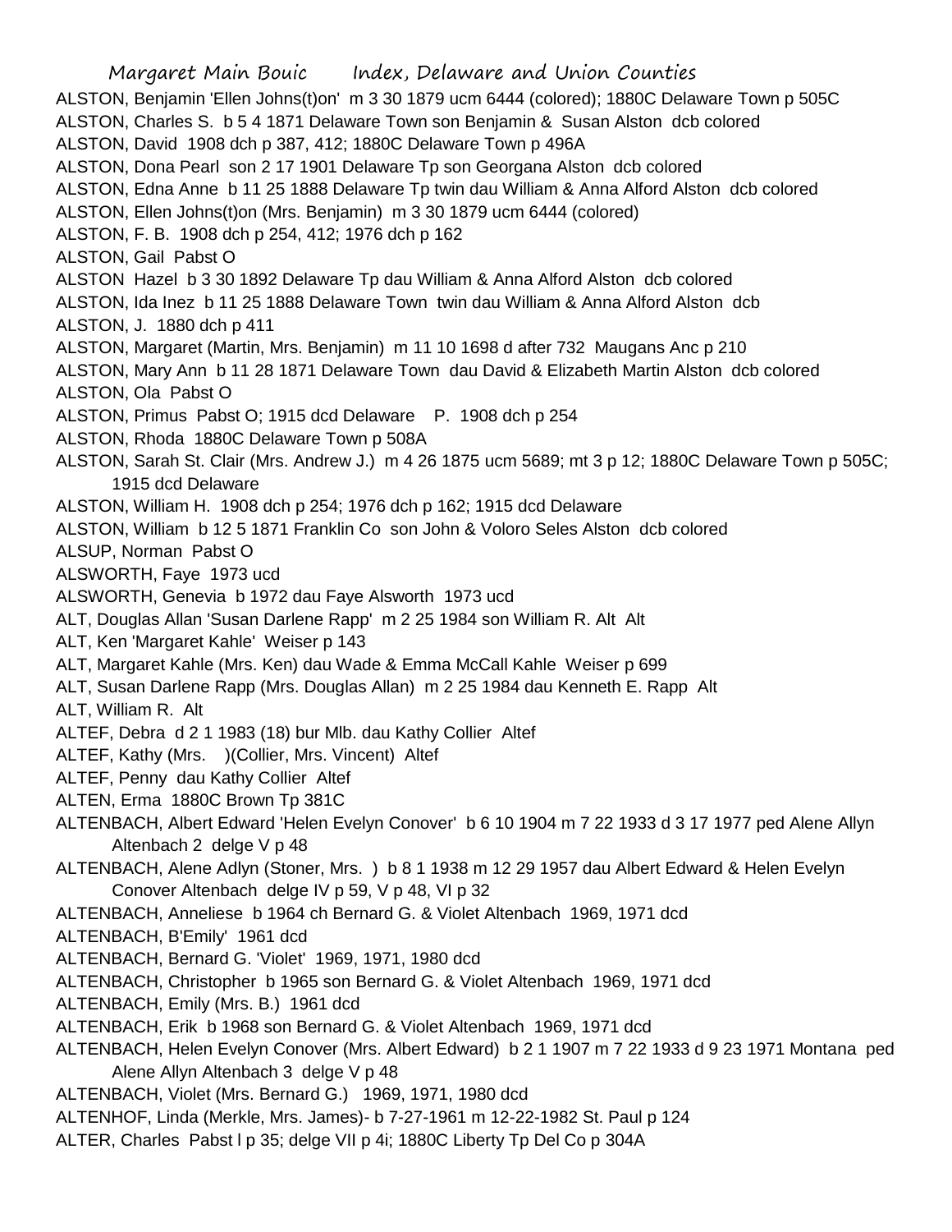ALSTON, Benjamin 'Ellen Johns(t)on' m 3 30 1879 ucm 6444 (colored); 1880C Delaware Town p 505C
ALSTON, Charles S. b 5 4 1871 Delaware Town son Benjamin & Susan Alston dcb colored
ALSTON, David 1908 dch p 387, 412; 1880C Delaware Town p 496A
ALSTON, Dona Pearl son 2 17 1901 Delaware Tp son Georgana Alston dcb colored
ALSTON, Edna Anne b 11 25 1888 Delaware Tp twin dau William & Anna Alford Alston dcb colored
ALSTON, Ellen Johns(t)on (Mrs. Benjamin) m 3 30 1879 ucm 6444 (colored)
ALSTON, F. B. 1908 dch p 254, 412; 1976 dch p 162
ALSTON, Gail Pabst O
ALSTON Hazel b 3 30 1892 Delaware Tp dau William & Anna Alford Alston dcb colored
ALSTON, Ida Inez b 11 25 1888 Delaware Town twin dau William & Anna Alford Alston dcb
ALSTON, J. 1880 dch p 411
ALSTON, Margaret (Martin, Mrs. Benjamin) m 11 10 1698 d after 732 Maugans Anc p 210
ALSTON, Mary Ann b 11 28 1871 Delaware Town dau David & Elizabeth Martin Alston dcb colored
ALSTON, Ola Pabst O
ALSTON, Primus Pabst O; 1915 dcd Delaware P. 1908 dch p 254
ALSTON, Rhoda 1880C Delaware Town p 508A
ALSTON, Sarah St. Clair (Mrs. Andrew J.) m 4 26 1875 ucm 5689; mt 3 p 12; 1880C Delaware Town p 505C; 1915 dcd Delaware
ALSTON, William H. 1908 dch p 254; 1976 dch p 162; 1915 dcd Delaware
ALSTON, William b 12 5 1871 Franklin Co son John & Voloro Seles Alston dcb colored
ALSUP, Norman Pabst O
ALSWORTH, Faye 1973 ucd
ALSWORTH, Genevia b 1972 dau Faye Alsworth 1973 ucd
ALT, Douglas Allan 'Susan Darlene Rapp' m 2 25 1984 son William R. Alt Alt
ALT, Ken 'Margaret Kahle' Weiser p 143
ALT, Margaret Kahle (Mrs. Ken) dau Wade & Emma McCall Kahle Weiser p 699
ALT, Susan Darlene Rapp (Mrs. Douglas Allan) m 2 25 1984 dau Kenneth E. Rapp Alt
ALT, William R. Alt
ALTEF, Debra d 2 1 1983 (18) bur Mlb. dau Kathy Collier Altef
ALTEF, Kathy (Mrs. )(Collier, Mrs. Vincent) Altef
ALTEF, Penny dau Kathy Collier Altef
ALTEN, Erma 1880C Brown Tp 381C
ALTENBACH, Albert Edward 'Helen Evelyn Conover' b 6 10 1904 m 7 22 1933 d 3 17 1977 ped Alene Allyn Altenbach 2 delge V p 48
ALTENBACH, Alene Adlyn (Stoner, Mrs. ) b 8 1 1938 m 12 29 1957 dau Albert Edward & Helen Evelyn Conover Altenbach delge IV p 59, V p 48, VI p 32
ALTENBACH, Anneliese b 1964 ch Bernard G. & Violet Altenbach 1969, 1971 dcd
ALTENBACH, B'Emily' 1961 dcd
ALTENBACH, Bernard G. 'Violet' 1969, 1971, 1980 dcd
ALTENBACH, Christopher b 1965 son Bernard G. & Violet Altenbach 1969, 1971 dcd
ALTENBACH, Emily (Mrs. B.) 1961 dcd
ALTENBACH, Erik b 1968 son Bernard G. & Violet Altenbach 1969, 1971 dcd
ALTENBACH, Helen Evelyn Conover (Mrs. Albert Edward) b 2 1 1907 m 7 22 1933 d 9 23 1971 Montana ped Alene Allyn Altenbach 3 delge V p 48
ALTENBACH, Violet (Mrs. Bernard G.) 1969, 1971, 1980 dcd
ALTENHOF, Linda (Merkle, Mrs. James)- b 7-27-1961 m 12-22-1982 St. Paul p 124
ALTER, Charles Pabst l p 35; delge VII p 4i; 1880C Liberty Tp Del Co p 304A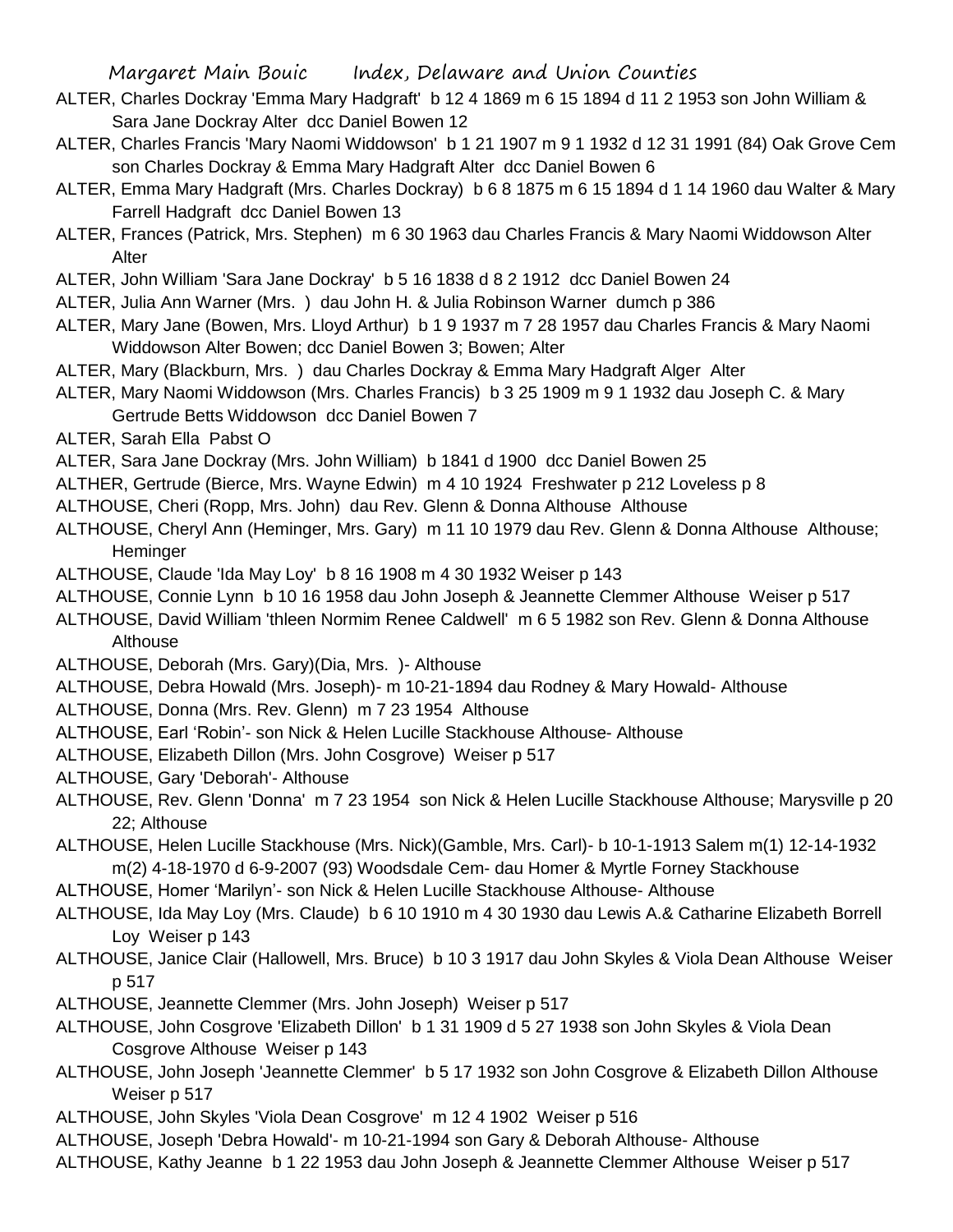ALTER, Charles Dockray 'Emma Mary Hadgraft' b 12 4 1869 m 6 15 1894 d 11 2 1953 son John William & Sara Jane Dockray Alter dcc Daniel Bowen 12

ALTER, Charles Francis 'Mary Naomi Widdowson' b 1 21 1907 m 9 1 1932 d 12 31 1991 (84) Oak Grove Cem son Charles Dockray & Emma Mary Hadgraft Alter dcc Daniel Bowen 6

ALTER, Emma Mary Hadgraft (Mrs. Charles Dockray) b 6 8 1875 m 6 15 1894 d 1 14 1960 dau Walter & Mary Farrell Hadgraft dcc Daniel Bowen 13

ALTER, Frances (Patrick, Mrs. Stephen) m 6 30 1963 dau Charles Francis & Mary Naomi Widdowson Alter Alter

ALTER, John William 'Sara Jane Dockray' b 5 16 1838 d 8 2 1912 dcc Daniel Bowen 24

ALTER, Julia Ann Warner (Mrs. ) dau John H. & Julia Robinson Warner dumch p 386

ALTER, Mary Jane (Bowen, Mrs. Lloyd Arthur) b 1 9 1937 m 7 28 1957 dau Charles Francis & Mary Naomi Widdowson Alter Bowen; dcc Daniel Bowen 3; Bowen; Alter

ALTER, Mary (Blackburn, Mrs. ) dau Charles Dockray & Emma Mary Hadgraft Alger Alter

ALTER, Mary Naomi Widdowson (Mrs. Charles Francis) b 3 25 1909 m 9 1 1932 dau Joseph C. & Mary Gertrude Betts Widdowson dcc Daniel Bowen 7

ALTER, Sarah Ella Pabst O

ALTER, Sara Jane Dockray (Mrs. John William) b 1841 d 1900 dcc Daniel Bowen 25

ALTHER, Gertrude (Bierce, Mrs. Wayne Edwin) m 4 10 1924 Freshwater p 212 Loveless p 8

ALTHOUSE, Cheri (Ropp, Mrs. John) dau Rev. Glenn & Donna Althouse Althouse

ALTHOUSE, Cheryl Ann (Heminger, Mrs. Gary) m 11 10 1979 dau Rev. Glenn & Donna Althouse Althouse; Heminger

ALTHOUSE, Claude 'Ida May Loy' b 8 16 1908 m 4 30 1932 Weiser p 143

ALTHOUSE, Connie Lynn b 10 16 1958 dau John Joseph & Jeannette Clemmer Althouse Weiser p 517

ALTHOUSE, David William 'thleen Normim Renee Caldwell' m 6 5 1982 son Rev. Glenn & Donna Althouse Althouse

ALTHOUSE, Deborah (Mrs. Gary)(Dia, Mrs. )- Althouse

ALTHOUSE, Debra Howald (Mrs. Joseph)- m 10-21-1894 dau Rodney & Mary Howald- Althouse

ALTHOUSE, Donna (Mrs. Rev. Glenn) m 7 23 1954 Althouse

ALTHOUSE, Earl 'Robin'- son Nick & Helen Lucille Stackhouse Althouse- Althouse

ALTHOUSE, Elizabeth Dillon (Mrs. John Cosgrove) Weiser p 517

ALTHOUSE, Gary 'Deborah'- Althouse

ALTHOUSE, Rev. Glenn 'Donna' m 7 23 1954 son Nick & Helen Lucille Stackhouse Althouse; Marysville p 20 22; Althouse

ALTHOUSE, Helen Lucille Stackhouse (Mrs. Nick)(Gamble, Mrs. Carl)- b 10-1-1913 Salem m(1) 12-14-1932 m(2) 4-18-1970 d 6-9-2007 (93) Woodsdale Cem- dau Homer & Myrtle Forney Stackhouse

ALTHOUSE, Homer 'Marilyn'- son Nick & Helen Lucille Stackhouse Althouse- Althouse

ALTHOUSE, Ida May Loy (Mrs. Claude) b 6 10 1910 m 4 30 1930 dau Lewis A.& Catharine Elizabeth Borrell Loy Weiser p 143

ALTHOUSE, Janice Clair (Hallowell, Mrs. Bruce) b 10 3 1917 dau John Skyles & Viola Dean Althouse Weiser p 517

ALTHOUSE, Jeannette Clemmer (Mrs. John Joseph) Weiser p 517

ALTHOUSE, John Cosgrove 'Elizabeth Dillon' b 1 31 1909 d 5 27 1938 son John Skyles & Viola Dean Cosgrove Althouse Weiser p 143

ALTHOUSE, John Joseph 'Jeannette Clemmer' b 5 17 1932 son John Cosgrove & Elizabeth Dillon Althouse Weiser p 517

ALTHOUSE, John Skyles 'Viola Dean Cosgrove' m 12 4 1902 Weiser p 516

ALTHOUSE, Joseph 'Debra Howald'- m 10-21-1994 son Gary & Deborah Althouse- Althouse

ALTHOUSE, Kathy Jeanne b 1 22 1953 dau John Joseph & Jeannette Clemmer Althouse Weiser p 517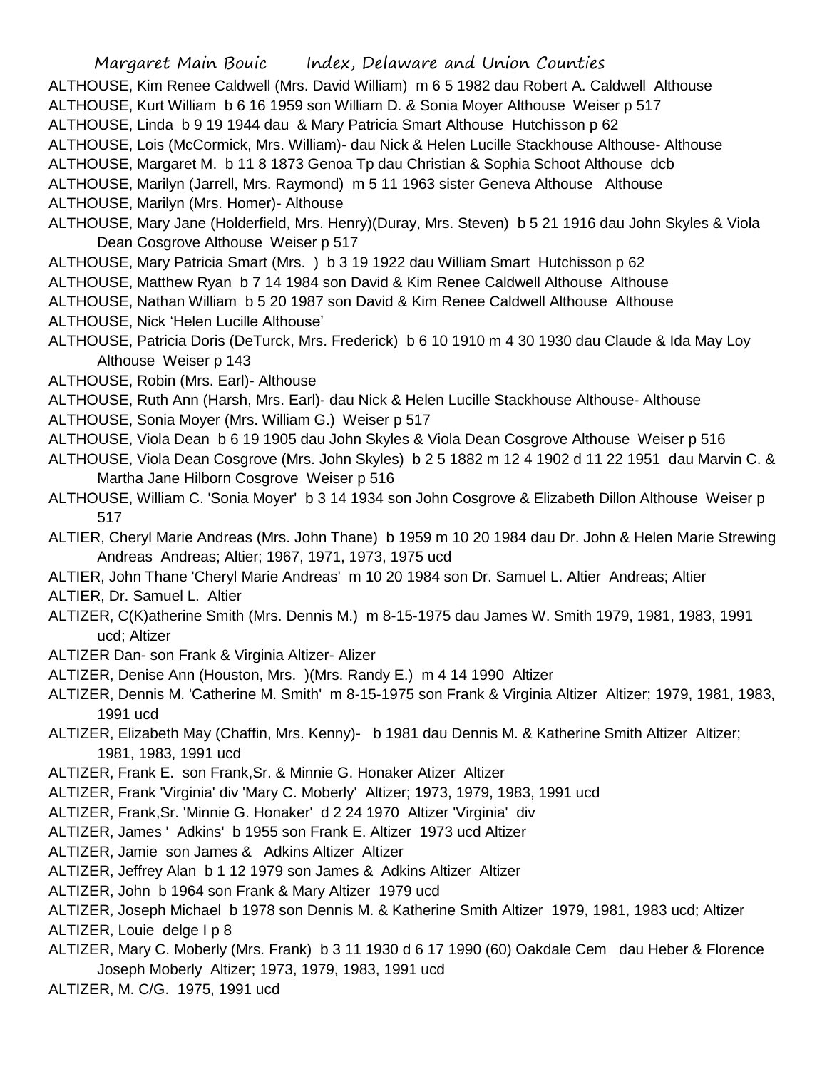ALTHOUSE, Kim Renee Caldwell (Mrs. David William) m 6 5 1982 dau Robert A. Caldwell Althouse

ALTHOUSE, Kurt William b 6 16 1959 son William D. & Sonia Moyer Althouse Weiser p 517

ALTHOUSE, Linda b 9 19 1944 dau & Mary Patricia Smart Althouse Hutchisson p 62

ALTHOUSE, Lois (McCormick, Mrs. William)- dau Nick & Helen Lucille Stackhouse Althouse- Althouse

ALTHOUSE, Margaret M. b 11 8 1873 Genoa Tp dau Christian & Sophia Schoot Althouse dcb

ALTHOUSE, Marilyn (Jarrell, Mrs. Raymond) m 5 11 1963 sister Geneva Althouse Althouse

ALTHOUSE, Marilyn (Mrs. Homer)- Althouse

ALTHOUSE, Mary Jane (Holderfield, Mrs. Henry)(Duray, Mrs. Steven) b 5 21 1916 dau John Skyles & Viola Dean Cosgrove Althouse Weiser p 517

ALTHOUSE, Mary Patricia Smart (Mrs. ) b 3 19 1922 dau William Smart Hutchisson p 62

ALTHOUSE, Matthew Ryan b 7 14 1984 son David & Kim Renee Caldwell Althouse Althouse

ALTHOUSE, Nathan William b 5 20 1987 son David & Kim Renee Caldwell Althouse Althouse

ALTHOUSE, Nick 'Helen Lucille Althouse'

ALTHOUSE, Patricia Doris (DeTurck, Mrs. Frederick) b 6 10 1910 m 4 30 1930 dau Claude & Ida May Loy Althouse Weiser p 143

ALTHOUSE, Robin (Mrs. Earl)- Althouse

ALTHOUSE, Ruth Ann (Harsh, Mrs. Earl)- dau Nick & Helen Lucille Stackhouse Althouse- Althouse

ALTHOUSE, Sonia Moyer (Mrs. William G.) Weiser p 517

ALTHOUSE, Viola Dean b 6 19 1905 dau John Skyles & Viola Dean Cosgrove Althouse Weiser p 516

ALTHOUSE, Viola Dean Cosgrove (Mrs. John Skyles) b 2 5 1882 m 12 4 1902 d 11 22 1951 dau Marvin C. & Martha Jane Hilborn Cosgrove Weiser p 516

ALTHOUSE, William C. 'Sonia Moyer' b 3 14 1934 son John Cosgrove & Elizabeth Dillon Althouse Weiser p 517

ALTIER, Cheryl Marie Andreas (Mrs. John Thane) b 1959 m 10 20 1984 dau Dr. John & Helen Marie Strewing Andreas Andreas; Altier; 1967, 1971, 1973, 1975 ucd

ALTIER, John Thane 'Cheryl Marie Andreas' m 10 20 1984 son Dr. Samuel L. Altier Andreas; Altier

ALTIER, Dr. Samuel L. Altier

ALTIZER, C(K)atherine Smith (Mrs. Dennis M.) m 8-15-1975 dau James W. Smith 1979, 1981, 1983, 1991 ucd; Altizer

ALTIZER Dan- son Frank & Virginia Altizer- Alizer

ALTIZER, Denise Ann (Houston, Mrs. )(Mrs. Randy E.) m 4 14 1990 Altizer

ALTIZER, Dennis M. 'Catherine M. Smith' m 8-15-1975 son Frank & Virginia Altizer Altizer; 1979, 1981, 1983, 1991 ucd

ALTIZER, Elizabeth May (Chaffin, Mrs. Kenny)- b 1981 dau Dennis M. & Katherine Smith Altizer Altizer; 1981, 1983, 1991 ucd

ALTIZER, Frank E. son Frank,Sr. & Minnie G. Honaker Atizer Altizer

ALTIZER, Frank 'Virginia' div 'Mary C. Moberly' Altizer; 1973, 1979, 1983, 1991 ucd

ALTIZER, Frank,Sr. 'Minnie G. Honaker' d 2 24 1970 Altizer 'Virginia' div

ALTIZER, James ' Adkins' b 1955 son Frank E. Altizer 1973 ucd Altizer

ALTIZER, Jamie son James & Adkins Altizer Altizer

ALTIZER, Jeffrey Alan b 1 12 1979 son James & Adkins Altizer Altizer

ALTIZER, John b 1964 son Frank & Mary Altizer 1979 ucd

ALTIZER, Joseph Michael b 1978 son Dennis M. & Katherine Smith Altizer 1979, 1981, 1983 ucd; Altizer

ALTIZER, Louie delge I p 8

ALTIZER, Mary C. Moberly (Mrs. Frank) b 3 11 1930 d 6 17 1990 (60) Oakdale Cem dau Heber & Florence Joseph Moberly Altizer; 1973, 1979, 1983, 1991 ucd

ALTIZER, M. C/G. 1975, 1991 ucd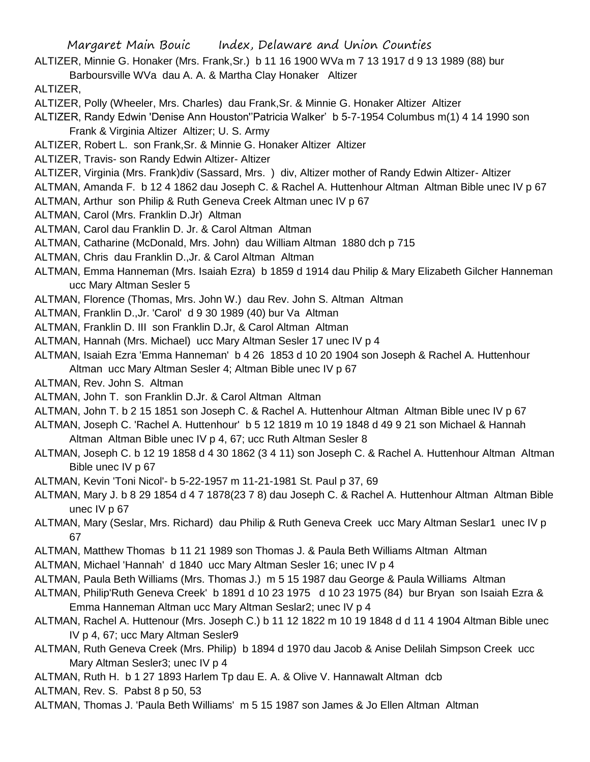ALTIZER, Minnie G. Honaker (Mrs. Frank,Sr.) b 11 16 1900 WVa m 7 13 1917 d 9 13 1989 (88) bur Barboursville WVa dau A. A. & Martha Clay Honaker Altizer

ALTIZER,

ALTIZER, Polly (Wheeler, Mrs. Charles) dau Frank,Sr. & Minnie G. Honaker Altizer Altizer

ALTIZER, Randy Edwin 'Denise Ann Houston''Patricia Walker' b 5-7-1954 Columbus m(1) 4 14 1990 son Frank & Virginia Altizer Altizer; U. S. Army

ALTIZER, Robert L. son Frank,Sr. & Minnie G. Honaker Altizer Altizer

ALTIZER, Travis- son Randy Edwin Altizer- Altizer

ALTIZER, Virginia (Mrs. Frank)div (Sassard, Mrs. ) div, Altizer mother of Randy Edwin Altizer- Altizer

ALTMAN, Amanda F. b 12 4 1862 dau Joseph C. & Rachel A. Huttenhour Altman Altman Bible unec IV p 67

ALTMAN, Arthur son Philip & Ruth Geneva Creek Altman unec IV p 67

ALTMAN, Carol (Mrs. Franklin D.Jr) Altman

ALTMAN, Carol dau Franklin D. Jr. & Carol Altman Altman

ALTMAN, Catharine (McDonald, Mrs. John) dau William Altman 1880 dch p 715

ALTMAN, Chris dau Franklin D.,Jr. & Carol Altman Altman

ALTMAN, Emma Hanneman (Mrs. Isaiah Ezra) b 1859 d 1914 dau Philip & Mary Elizabeth Gilcher Hanneman ucc Mary Altman Sesler 5

ALTMAN, Florence (Thomas, Mrs. John W.) dau Rev. John S. Altman Altman

ALTMAN, Franklin D.,Jr. 'Carol' d 9 30 1989 (40) bur Va Altman

ALTMAN, Franklin D. III son Franklin D.Jr, & Carol Altman Altman

ALTMAN, Hannah (Mrs. Michael) ucc Mary Altman Sesler 17 unec IV p 4

ALTMAN, Isaiah Ezra 'Emma Hanneman' b 4 26 1853 d 10 20 1904 son Joseph & Rachel A. Huttenhour Altman ucc Mary Altman Sesler 4; Altman Bible unec IV p 67

ALTMAN, Rev. John S. Altman

ALTMAN, John T. son Franklin D.Jr. & Carol Altman Altman

ALTMAN, John T. b 2 15 1851 son Joseph C. & Rachel A. Huttenhour Altman Altman Bible unec IV p 67

ALTMAN, Joseph C. 'Rachel A. Huttenhour' b 5 12 1819 m 10 19 1848 d 49 9 21 son Michael & Hannah Altman Altman Bible unec IV p 4, 67; ucc Ruth Altman Sesler 8

ALTMAN, Joseph C. b 12 19 1858 d 4 30 1862 (3 4 11) son Joseph C. & Rachel A. Huttenhour Altman Altman Bible unec IV p 67

ALTMAN, Kevin 'Toni Nicol'- b 5-22-1957 m 11-21-1981 St. Paul p 37, 69

ALTMAN, Mary J. b 8 29 1854 d 4 7 1878(23 7 8) dau Joseph C. & Rachel A. Huttenhour Altman Altman Bible unec IV p 67

ALTMAN, Mary (Seslar, Mrs. Richard) dau Philip & Ruth Geneva Creek ucc Mary Altman Seslar1 unec IV p 67

ALTMAN, Matthew Thomas b 11 21 1989 son Thomas J. & Paula Beth Williams Altman Altman

ALTMAN, Michael 'Hannah' d 1840 ucc Mary Altman Sesler 16; unec IV p 4

ALTMAN, Paula Beth Williams (Mrs. Thomas J.) m 5 15 1987 dau George & Paula Williams Altman

ALTMAN, Philip'Ruth Geneva Creek' b 1891 d 10 23 1975 d 10 23 1975 (84) bur Bryan son Isaiah Ezra & Emma Hanneman Altman ucc Mary Altman Seslar2; unec IV p 4

ALTMAN, Rachel A. Huttenour (Mrs. Joseph C.) b 11 12 1822 m 10 19 1848 d d 11 4 1904 Altman Bible unec IV p 4, 67; ucc Mary Altman Sesler9

ALTMAN, Ruth Geneva Creek (Mrs. Philip) b 1894 d 1970 dau Jacob & Anise Delilah Simpson Creek ucc Mary Altman Sesler3; unec IV p 4

ALTMAN, Ruth H. b 1 27 1893 Harlem Tp dau E. A. & Olive V. Hannawalt Altman dcb

ALTMAN, Rev. S. Pabst 8 p 50, 53

ALTMAN, Thomas J. 'Paula Beth Williams' m 5 15 1987 son James & Jo Ellen Altman Altman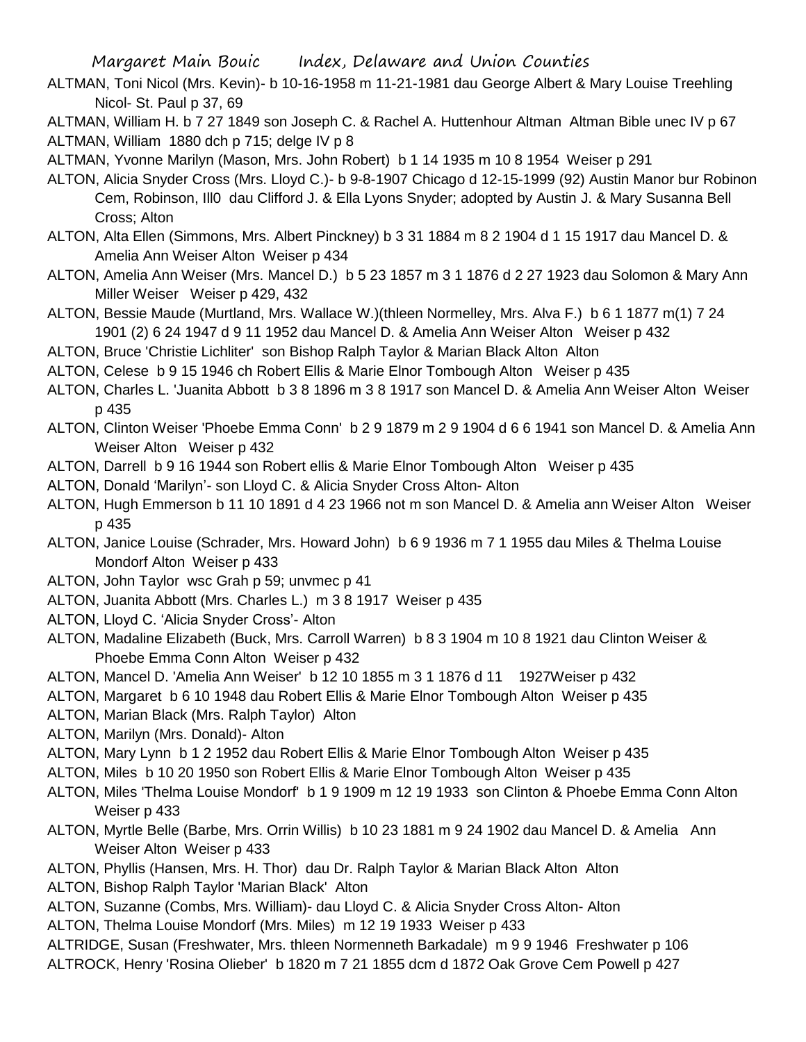ALTMAN, Toni Nicol (Mrs. Kevin)- b 10-16-1958 m 11-21-1981 dau George Albert & Mary Louise Treehling Nicol- St. Paul p 37, 69

ALTMAN, William H. b 7 27 1849 son Joseph C. & Rachel A. Huttenhour Altman Altman Bible unec IV p 67

ALTMAN, William 1880 dch p 715; delge IV p 8

ALTMAN, Yvonne Marilyn (Mason, Mrs. John Robert) b 1 14 1935 m 10 8 1954 Weiser p 291

ALTON, Alicia Snyder Cross (Mrs. Lloyd C.)- b 9-8-1907 Chicago d 12-15-1999 (92) Austin Manor bur Robinon Cem, Robinson, Ill0 dau Clifford J. & Ella Lyons Snyder; adopted by Austin J. & Mary Susanna Bell Cross; Alton

ALTON, Alta Ellen (Simmons, Mrs. Albert Pinckney) b 3 31 1884 m 8 2 1904 d 1 15 1917 dau Mancel D. & Amelia Ann Weiser Alton Weiser p 434

ALTON, Amelia Ann Weiser (Mrs. Mancel D.) b 5 23 1857 m 3 1 1876 d 2 27 1923 dau Solomon & Mary Ann Miller Weiser Weiser p 429, 432

ALTON, Bessie Maude (Murtland, Mrs. Wallace W.)(thleen Normelley, Mrs. Alva F.) b 6 1 1877 m(1) 7 24 1901 (2) 6 24 1947 d 9 11 1952 dau Mancel D. & Amelia Ann Weiser Alton Weiser p 432

ALTON, Bruce 'Christie Lichliter' son Bishop Ralph Taylor & Marian Black Alton Alton

ALTON, Celese b 9 15 1946 ch Robert Ellis & Marie Elnor Tombough Alton Weiser p 435

ALTON, Charles L. 'Juanita Abbott b 3 8 1896 m 3 8 1917 son Mancel D. & Amelia Ann Weiser Alton Weiser p 435

ALTON, Clinton Weiser 'Phoebe Emma Conn' b 2 9 1879 m 2 9 1904 d 6 6 1941 son Mancel D. & Amelia Ann Weiser Alton Weiser p 432

ALTON, Darrell b 9 16 1944 son Robert ellis & Marie Elnor Tombough Alton Weiser p 435

ALTON, Donald 'Marilyn'- son Lloyd C. & Alicia Snyder Cross Alton- Alton

ALTON, Hugh Emmerson b 11 10 1891 d 4 23 1966 not m son Mancel D. & Amelia ann Weiser Alton Weiser p 435

ALTON, Janice Louise (Schrader, Mrs. Howard John) b 6 9 1936 m 7 1 1955 dau Miles & Thelma Louise Mondorf Alton Weiser p 433

ALTON, John Taylor wsc Grah p 59; unvmec p 41

ALTON, Juanita Abbott (Mrs. Charles L.) m 3 8 1917 Weiser p 435

ALTON, Lloyd C. 'Alicia Snyder Cross'- Alton

ALTON, Madaline Elizabeth (Buck, Mrs. Carroll Warren) b 8 3 1904 m 10 8 1921 dau Clinton Weiser & Phoebe Emma Conn Alton Weiser p 432

ALTON, Mancel D. 'Amelia Ann Weiser' b 12 10 1855 m 3 1 1876 d 11 1927Weiser p 432

ALTON, Margaret b 6 10 1948 dau Robert Ellis & Marie Elnor Tombough Alton Weiser p 435

ALTON, Marian Black (Mrs. Ralph Taylor) Alton

ALTON, Marilyn (Mrs. Donald)- Alton

ALTON, Mary Lynn b 1 2 1952 dau Robert Ellis & Marie Elnor Tombough Alton Weiser p 435

ALTON, Miles b 10 20 1950 son Robert Ellis & Marie Elnor Tombough Alton Weiser p 435

ALTON, Miles 'Thelma Louise Mondorf' b 1 9 1909 m 12 19 1933 son Clinton & Phoebe Emma Conn Alton Weiser p 433

ALTON, Myrtle Belle (Barbe, Mrs. Orrin Willis) b 10 23 1881 m 9 24 1902 dau Mancel D. & Amelia Ann Weiser Alton Weiser p 433

ALTON, Phyllis (Hansen, Mrs. H. Thor) dau Dr. Ralph Taylor & Marian Black Alton Alton

ALTON, Bishop Ralph Taylor 'Marian Black' Alton

ALTON, Suzanne (Combs, Mrs. William)- dau Lloyd C. & Alicia Snyder Cross Alton- Alton

ALTON, Thelma Louise Mondorf (Mrs. Miles) m 12 19 1933 Weiser p 433

ALTRIDGE, Susan (Freshwater, Mrs. thleen Normenneth Barkadale) m 9 9 1946 Freshwater p 106

ALTROCK, Henry 'Rosina Olieber' b 1820 m 7 21 1855 dcm d 1872 Oak Grove Cem Powell p 427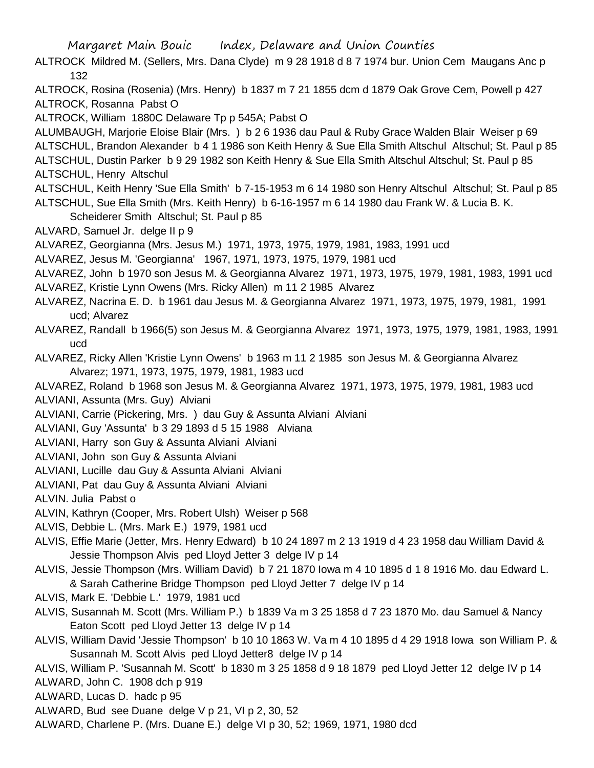ALTROCK Mildred M. (Sellers, Mrs. Dana Clyde) m 9 28 1918 d 8 7 1974 bur. Union Cem Maugans Anc p 132

ALTROCK, Rosina (Rosenia) (Mrs. Henry) b 1837 m 7 21 1855 dcm d 1879 Oak Grove Cem, Powell p 427

ALTROCK, Rosanna Pabst O

ALTROCK, William 1880C Delaware Tp p 545A; Pabst O

ALUMBAUGH, Marjorie Eloise Blair (Mrs. ) b 2 6 1936 dau Paul & Ruby Grace Walden Blair Weiser p 69

ALTSCHUL, Brandon Alexander b 4 1 1986 son Keith Henry & Sue Ella Smith Altschul Altschul; St. Paul p 85

ALTSCHUL, Dustin Parker b 9 29 1982 son Keith Henry & Sue Ella Smith Altschul Altschul; St. Paul p 85

ALTSCHUL, Henry Altschul

ALTSCHUL, Keith Henry 'Sue Ella Smith' b 7-15-1953 m 6 14 1980 son Henry Altschul Altschul; St. Paul p 85

ALTSCHUL, Sue Ella Smith (Mrs. Keith Henry) b 6-16-1957 m 6 14 1980 dau Frank W. & Lucia B. K. Scheiderer Smith Altschul; St. Paul p 85

ALVARD, Samuel Jr. delge II p 9

ALVAREZ, Georgianna (Mrs. Jesus M.) 1971, 1973, 1975, 1979, 1981, 1983, 1991 ucd

ALVAREZ, Jesus M. 'Georgianna' 1967, 1971, 1973, 1975, 1979, 1981 ucd

ALVAREZ, John b 1970 son Jesus M. & Georgianna Alvarez 1971, 1973, 1975, 1979, 1981, 1983, 1991 ucd

ALVAREZ, Kristie Lynn Owens (Mrs. Ricky Allen) m 11 2 1985 Alvarez

ALVAREZ, Nacrina E. D. b 1961 dau Jesus M. & Georgianna Alvarez 1971, 1973, 1975, 1979, 1981, 1991 ucd; Alvarez

ALVAREZ, Randall b 1966(5) son Jesus M. & Georgianna Alvarez 1971, 1973, 1975, 1979, 1981, 1983, 1991 ucd

ALVAREZ, Ricky Allen 'Kristie Lynn Owens' b 1963 m 11 2 1985 son Jesus M. & Georgianna Alvarez Alvarez; 1971, 1973, 1975, 1979, 1981, 1983 ucd

ALVAREZ, Roland b 1968 son Jesus M. & Georgianna Alvarez 1971, 1973, 1975, 1979, 1981, 1983 ucd

ALVIANI, Assunta (Mrs. Guy) Alviani

ALVIANI, Carrie (Pickering, Mrs. ) dau Guy & Assunta Alviani Alviani

ALVIANI, Guy 'Assunta' b 3 29 1893 d 5 15 1988 Alviana

ALVIANI, Harry son Guy & Assunta Alviani Alviani

ALVIANI, John son Guy & Assunta Alviani

ALVIANI, Lucille dau Guy & Assunta Alviani Alviani

ALVIANI, Pat dau Guy & Assunta Alviani Alviani

ALVIN. Julia Pabst o

ALVIN, Kathryn (Cooper, Mrs. Robert Ulsh) Weiser p 568

ALVIS, Debbie L. (Mrs. Mark E.) 1979, 1981 ucd

ALVIS, Effie Marie (Jetter, Mrs. Henry Edward) b 10 24 1897 m 2 13 1919 d 4 23 1958 dau William David & Jessie Thompson Alvis ped Lloyd Jetter 3 delge IV p 14

ALVIS, Jessie Thompson (Mrs. William David) b 7 21 1870 Iowa m 4 10 1895 d 1 8 1916 Mo. dau Edward L. & Sarah Catherine Bridge Thompson ped Lloyd Jetter 7 delge IV p 14

ALVIS, Mark E. 'Debbie L.' 1979, 1981 ucd

ALVIS, Susannah M. Scott (Mrs. William P.) b 1839 Va m 3 25 1858 d 7 23 1870 Mo. dau Samuel & Nancy Eaton Scott ped Lloyd Jetter 13 delge IV p 14

ALVIS, William David 'Jessie Thompson' b 10 10 1863 W. Va m 4 10 1895 d 4 29 1918 Iowa son William P. & Susannah M. Scott Alvis ped Lloyd Jetter8 delge IV p 14

ALVIS, William P. 'Susannah M. Scott' b 1830 m 3 25 1858 d 9 18 1879 ped Lloyd Jetter 12 delge IV p 14

ALWARD, John C. 1908 dch p 919

ALWARD, Lucas D. hadc p 95

ALWARD, Bud see Duane delge V p 21, VI p 2, 30, 52

ALWARD, Charlene P. (Mrs. Duane E.) delge VI p 30, 52; 1969, 1971, 1980 dcd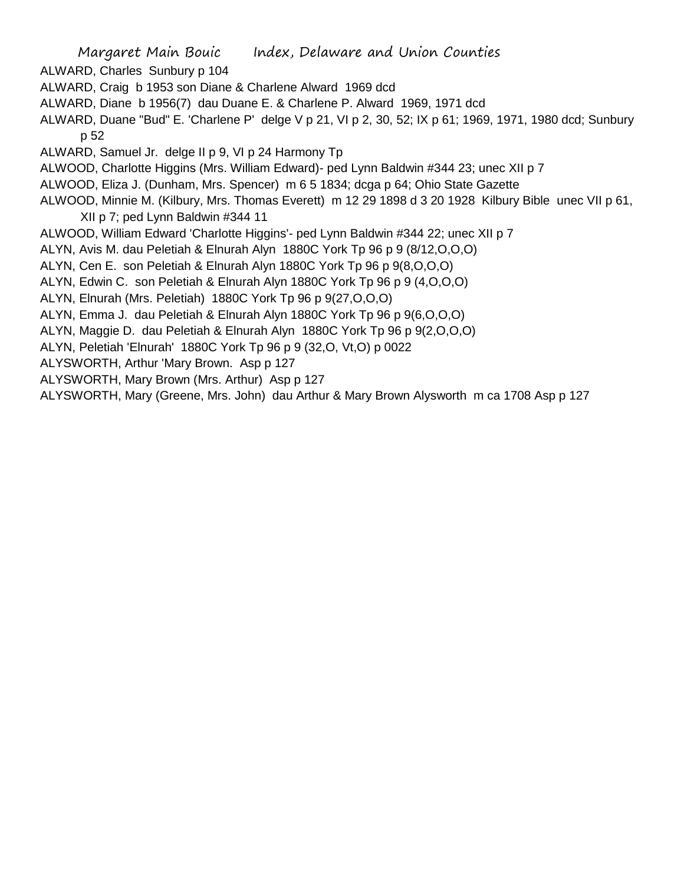ALWARD, Charles  Sunbury p 104

ALWARD, Craig  b 1953 son Diane & Charlene Alward  1969 dcd

ALWARD, Diane  b 1956(7)  dau Duane E. & Charlene P. Alward  1969, 1971 dcd

ALWARD, Duane "Bud" E. 'Charlene P'  delge V p 21, VI p 2, 30, 52; IX p 61; 1969, 1971, 1980 dcd; Sunbury p 52

ALWARD, Samuel Jr.  delge II p 9, VI p 24 Harmony Tp

ALWOOD, Charlotte Higgins (Mrs. William Edward)- ped Lynn Baldwin #344 23; unec XII p 7

ALWOOD, Eliza J. (Dunham, Mrs. Spencer)  m 6 5 1834; dcga p 64; Ohio State Gazette

ALWOOD, Minnie M. (Kilbury, Mrs. Thomas Everett)  m 12 29 1898 d 3 20 1928  Kilbury Bible  unec VII p 61, XII p 7; ped Lynn Baldwin #344 11

ALWOOD, William Edward 'Charlotte Higgins'- ped Lynn Baldwin #344 22; unec XII p 7

ALYN, Avis M. dau Peletiah & Elnurah Alyn  1880C York Tp 96 p 9 (8/12,O,O,O)

ALYN, Cen E.  son Peletiah & Elnurah Alyn 1880C York Tp 96 p 9(8,O,O,O)

ALYN, Edwin C.  son Peletiah & Elnurah Alyn 1880C York Tp 96 p 9 (4,O,O,O)

ALYN, Elnurah (Mrs. Peletiah)  1880C York Tp 96 p 9(27,O,O,O)

ALYN, Emma J.  dau Peletiah & Elnurah Alyn 1880C York Tp 96 p 9(6,O,O,O)

ALYN, Maggie D.  dau Peletiah & Elnurah Alyn  1880C York Tp 96 p 9(2,O,O,O)

ALYN, Peletiah 'Elnurah'  1880C York Tp 96 p 9 (32,O, Vt,O) p 0022

ALYSWORTH, Arthur 'Mary Brown.  Asp p 127

ALYSWORTH, Mary Brown (Mrs. Arthur)  Asp p 127

ALYSWORTH, Mary (Greene, Mrs. John)  dau Arthur & Mary Brown Alysworth  m ca 1708 Asp p 127